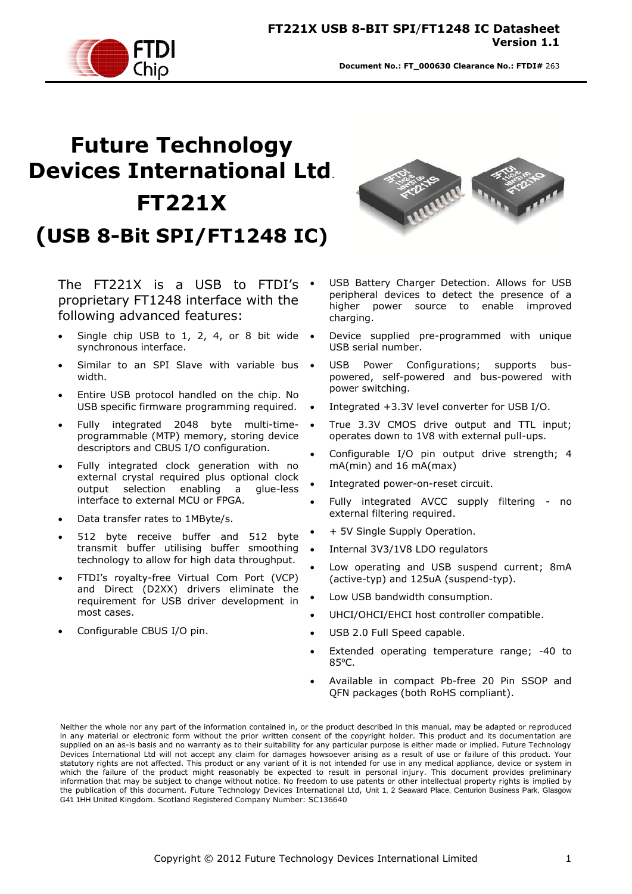# Future Technology Devices International Ltd.

# FT221X

# (USB 8-Bit SPI/FT1248 IC)

The FT221X is a USB to FTDI's proprietary FT1248 interface with the following advanced features:

- Single chip USB to 1, 2, 4, or 8 bit wide synchronous interface.
- Similar to an SPI Slave with variable bus width.
- Entire USB protocol handled on the chip. No USB specific firmware programming required.
- Fully integrated 2048 byte multi-time-programmable (MTP) memory, storing device descriptors and CBUS I/O configuration.
- Fully integrated clock generation with no external crystal required plus optional clock output selection enabling a glue-less interface to external MCU or FPGA.
- Data transfer rates to 1MByte/s.
- 512 byte receive buffer and 512 byte transmit buffer utilising buffer smoothing technology to allow for high data throughput.
- FTDI's royalty-free Virtual Com Port (VCP) and Direct (D2XX) drivers eliminate the requirement for USB driver development in most cases.
- Configurable CBUS I/O pin.
- USB Battery Charger Detection. Allows for USB peripheral devices to detect the presence of a higher power source to enable improved charging.
- Device supplied pre-programmed with unique USB serial number.
- USB Power Configurations; supports bus-powered, self-powered and bus-powered with power switching.
- Integrated +3.3V level converter for USB I/O.
- True 3.3V CMOS drive output and TTL input; operates down to 1V8 with external pull-ups.
- Configurable I/O pin output drive strength; 4 mA(min) and 16 mA(max)
- Integrated power-on-reset circuit.
- Fully integrated AVCC supply filtering - no external filtering required.
- + 5V Single Supply Operation.
- Internal 3V3/1V8 LDO regulators
- Low operating and USB suspend current; 8mA (active-typ) and 125uA (suspend-typ).
- Low USB bandwidth consumption.
- UHCI/OHCI/EHCI host controller compatible.
- USB 2.0 Full Speed capable.
- Extended operating temperature range; -40 to 85ºC.
- Available in compact Pb-free 20 Pin SSOP and QFN packages (both RoHS compliant).

Neither the whole nor any part of the information contained in, or the product described in this manual, may be adapted or reproduced in any material or electronic form without the prior written consent of the copyright holder. This product and its documentation are supplied on an as-is basis and no warranty as to their suitability for any particular purpose is either made or implied. Future Technology Devices International Ltd will not accept any claim for damages howsoever arising as a result of use or failure of this product. Your statutory rights are not affected. This product or any variant of it is not intended for use in any medical appliance, device or system in which the failure of the product might reasonably be expected to result in personal injury. This document provides preliminary information that may be subject to change without notice. No freedom to use patents or other intellectual property rights is implied by the publication of this document. Future Technology Devices International Ltd, Unit 1, 2 Seaward Place, Centurion Business Park, Glasgow G41 1HH United Kingdom. Scotland Registered Company Number: SC136640

Copyright © 2012 Future Technology Devices International Limited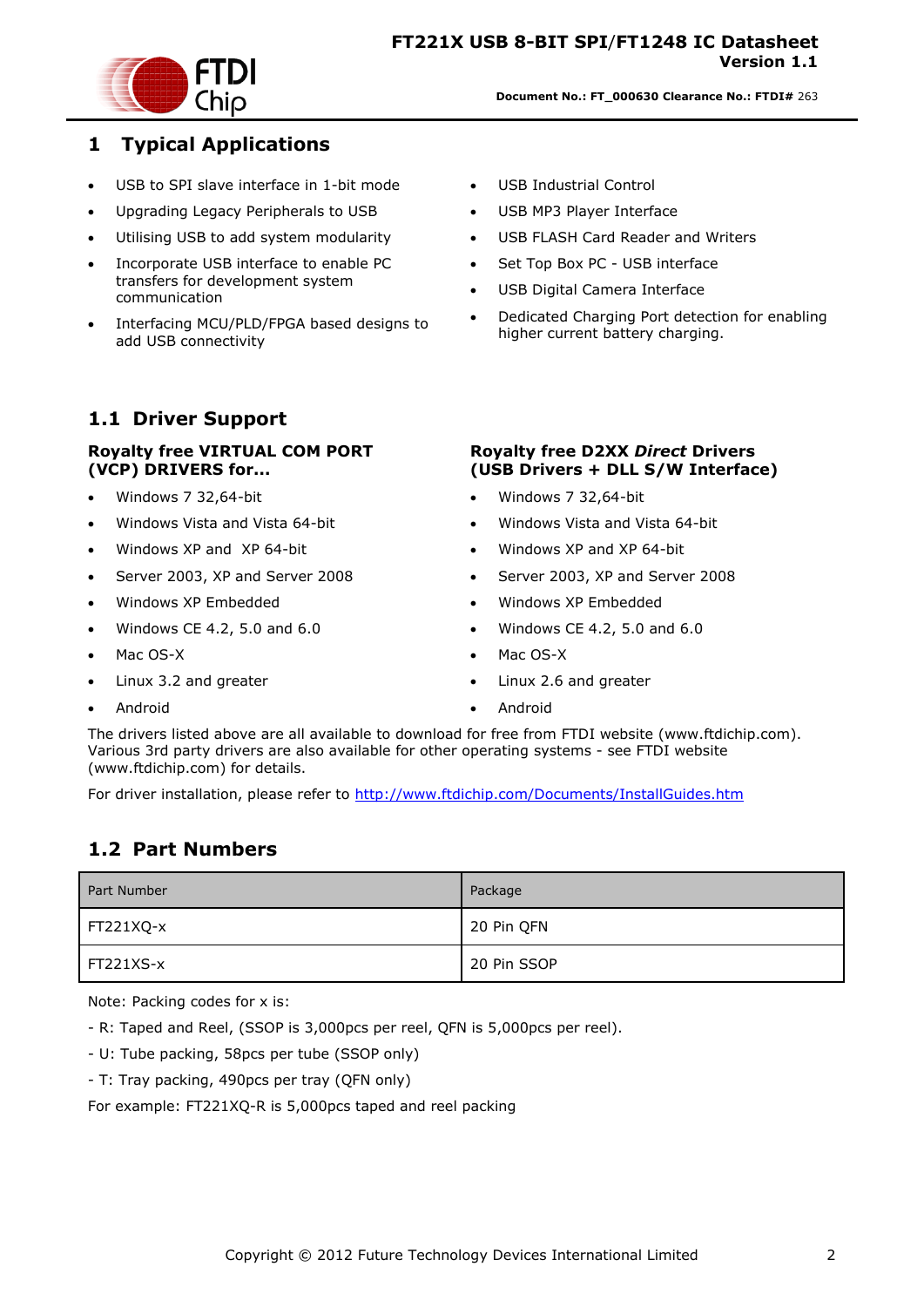# 1 Typical Applications

- USB to SPI slave interface in 1-bit mode
- Upgrading Legacy Peripherals to USB
- Utilising USB to add system modularity
- Incorporate USB interface to enable PC transfers for development system communication
- Interfacing MCU/PLD/FPGA based designs to add USB connectivity
- USB Industrial Control
- USB MP3 Player Interface
- USB FLASH Card Reader and Writers
- Set Top Box PC - USB interface
- USB Digital Camera Interface
- Dedicated Charging Port detection for enabling higher current battery charging.

## 1.1 Driver Support

**Royalty free VIRTUAL COM PORT (VCP) DRIVERS for...**

- Windows 7 32,64-bit
- Windows Vista and Vista 64-bit
- Windows XP and  XP 64-bit
- Server 2003, XP and Server 2008
- Windows XP Embedded
- Windows CE 4.2, 5.0 and 6.0
- Mac OS-X
- Linux 3.2 and greater
- Android

**Royalty free D2XX *Direct* Drivers (USB Drivers + DLL S/W Interface)**

- Windows 7 32,64-bit
- Windows Vista and Vista 64-bit
- Windows XP and XP 64-bit
- Server 2003, XP and Server 2008
- Windows XP Embedded
- Windows CE 4.2, 5.0 and 6.0
- Mac OS-X
- Linux 2.6 and greater
- Android

The drivers listed above are all available to download for free from FTDI website (www.ftdichip.com). Various 3rd party drivers are also available for other operating systems - see FTDI website (www.ftdichip.com) for details.

For driver installation, please refer to http://www.ftdichip.com/Documents/InstallGuides.htm

## 1.2 Part Numbers

| Part Number | Package |
|---|---|
| FT221XQ-x | 20 Pin QFN |
| FT221XS-x | 20 Pin SSOP |

Note: Packing codes for x is:

- R: Taped and Reel, (SSOP is 3,000pcs per reel, QFN is 5,000pcs per reel).

- U: Tube packing, 58pcs per tube (SSOP only)

- T: Tray packing, 490pcs per tray (QFN only)

For example: FT221XQ-R is 5,000pcs taped and reel packing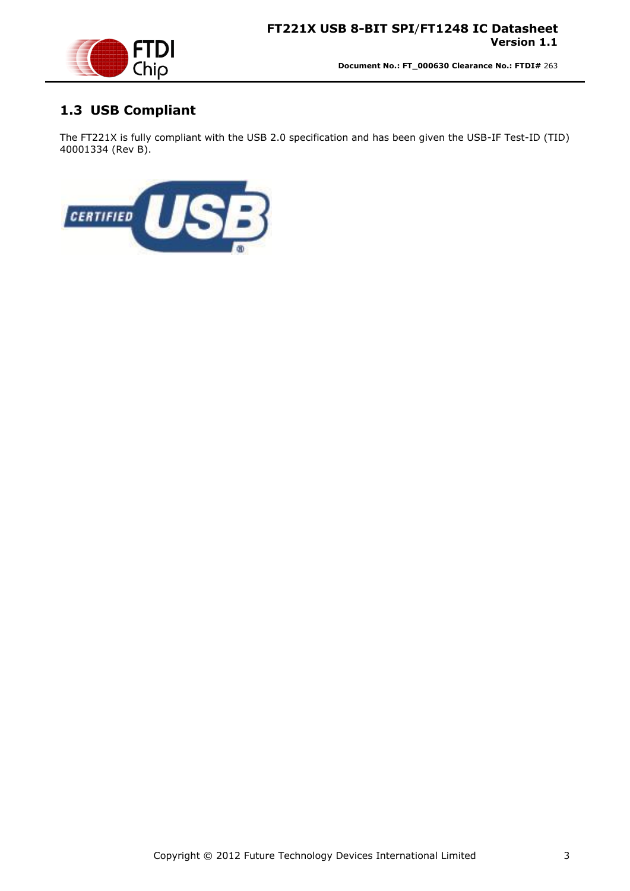## 1.3 USB Compliant

The FT221X is fully compliant with the USB 2.0 specification and has been given the USB-IF Test-ID (TID) 40001334 (Rev B).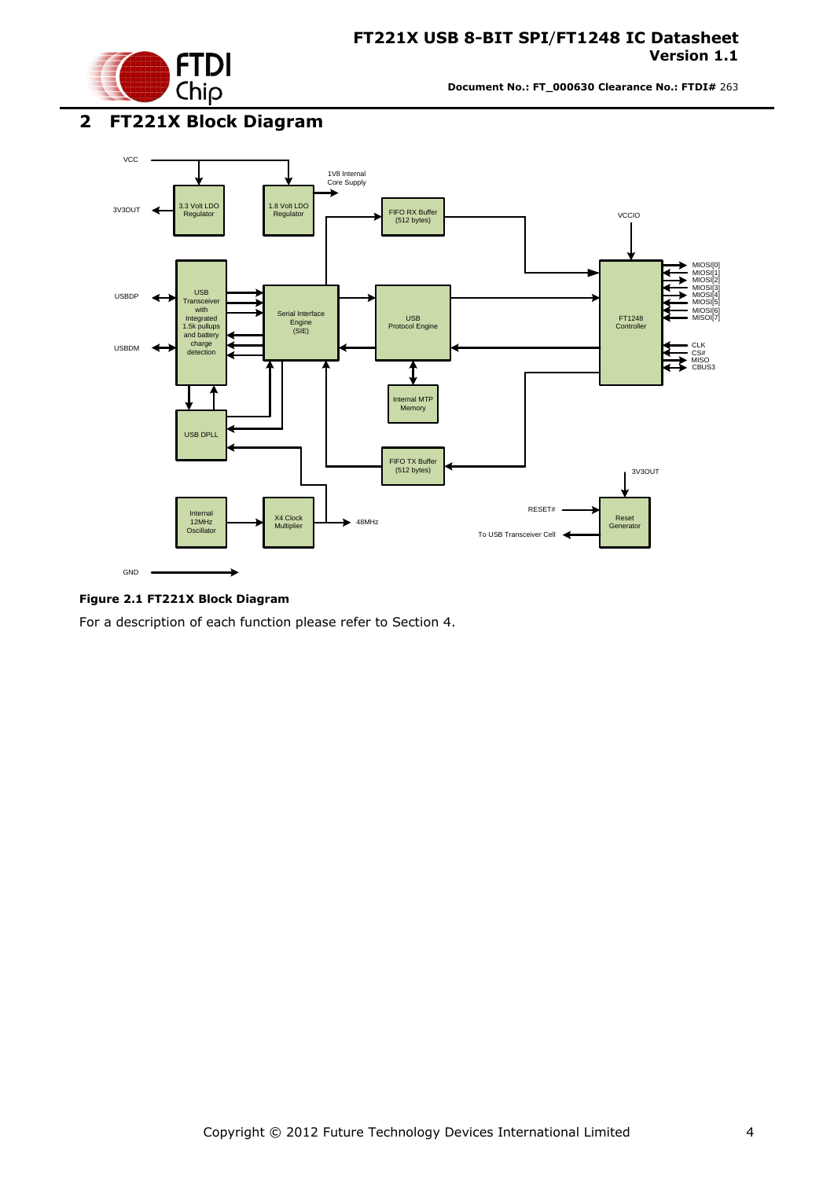## 2 FT221X Block Diagram

**Figure 2.1 FT221X Block Diagram**

For a description of each function please refer to Section 4.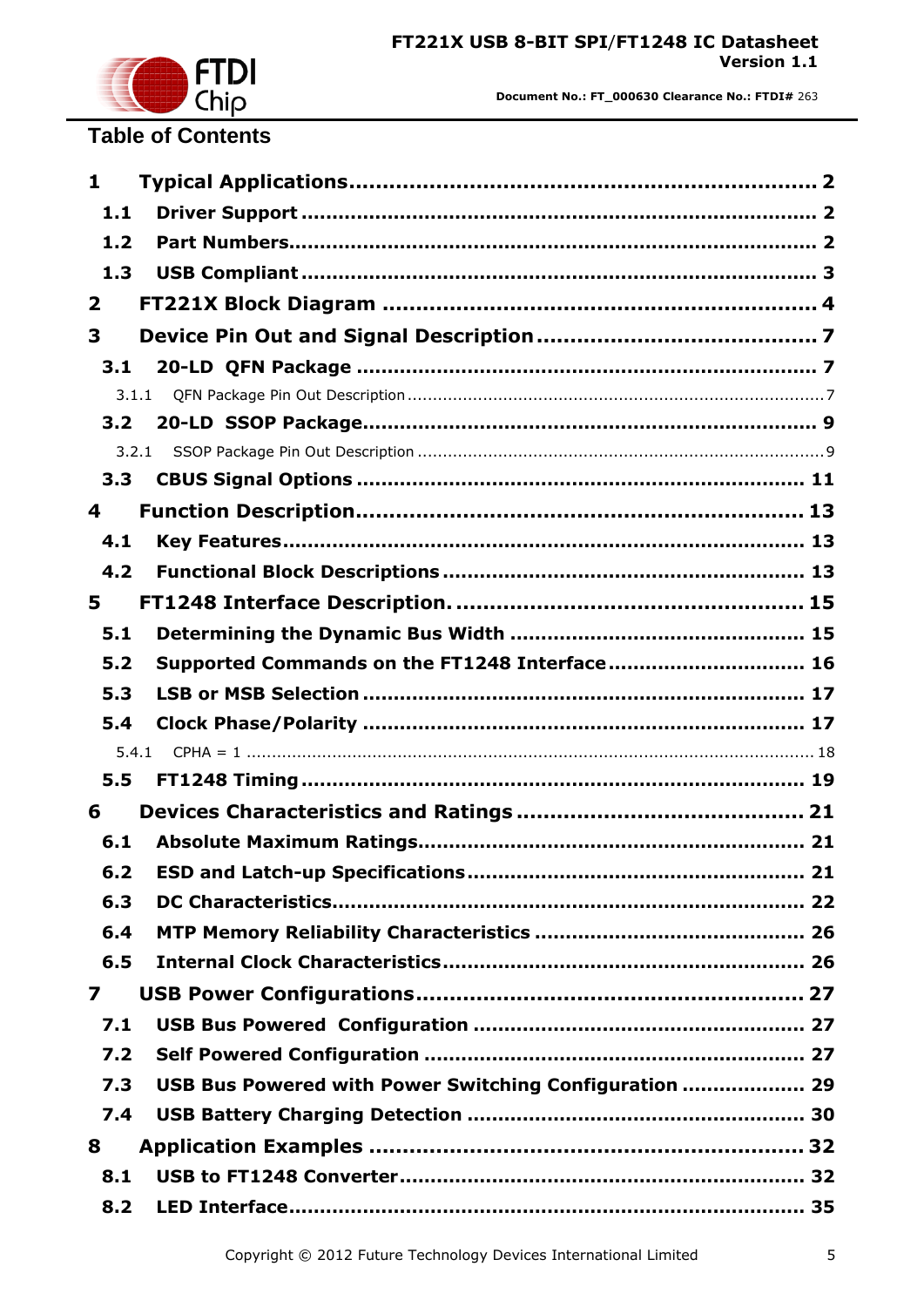# Table of Contents

**1 Typical Applications ..................................................................... 2**

**1.1 Driver Support ..................................................................... 2**

**1.2 Part Numbers ..................................................................... 2**

**1.3 USB Compliant ..................................................................... 3**

**2 FT221X Block Diagram ..................................................................... 4**

**3 Device Pin Out and Signal Description ..................................................................... 7**

**3.1 20-LD QFN Package ..................................................................... 7**

3.1.1 QFN Package Pin Out Description ..................................................................... 7

**3.2 20-LD SSOP Package ..................................................................... 9**

3.2.1 SSOP Package Pin Out Description ..................................................................... 9

**3.3 CBUS Signal Options ..................................................................... 11**

**4 Function Description ..................................................................... 13**

**4.1 Key Features ..................................................................... 13**

**4.2 Functional Block Descriptions ..................................................................... 13**

**5 FT1248 Interface Description. ..................................................................... 15**

**5.1 Determining the Dynamic Bus Width ..................................................................... 15**

**5.2 Supported Commands on the FT1248 Interface ..................................................................... 16**

**5.3 LSB or MSB Selection ..................................................................... 17**

**5.4 Clock Phase/Polarity ..................................................................... 17**

5.4.1 CPHA = 1 ..................................................................... 18

**5.5 FT1248 Timing ..................................................................... 19**

**6 Devices Characteristics and Ratings ..................................................................... 21**

**6.1 Absolute Maximum Ratings ..................................................................... 21**

**6.2 ESD and Latch-up Specifications ..................................................................... 21**

**6.3 DC Characteristics ..................................................................... 22**

**6.4 MTP Memory Reliability Characteristics ..................................................................... 26**

**6.5 Internal Clock Characteristics ..................................................................... 26**

**7 USB Power Configurations ..................................................................... 27**

**7.1 USB Bus Powered Configuration ..................................................................... 27**

**7.2 Self Powered Configuration ..................................................................... 27**

**7.3 USB Bus Powered with Power Switching Configuration ..................................................................... 29**

**7.4 USB Battery Charging Detection ..................................................................... 30**

**8 Application Examples ..................................................................... 32**

**8.1 USB to FT1248 Converter ..................................................................... 32**

**8.2 LED Interface ..................................................................... 35**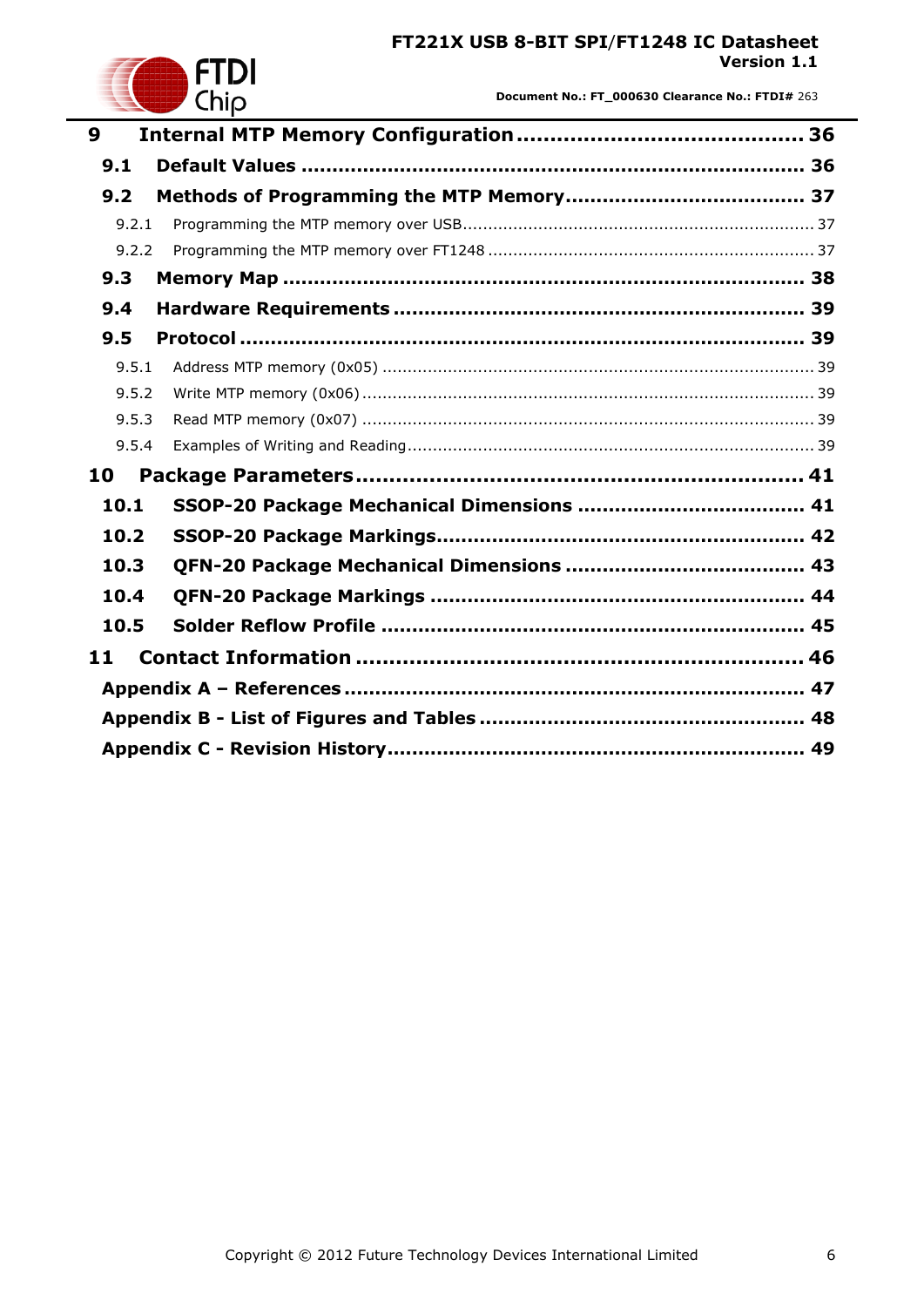**9 Internal MTP Memory Configuration .......................................... 36**

**9.1 Default Values ................................................................................ 36**

**9.2 Methods of Programming the MTP Memory...................................... 37**

9.2.1 Programming the MTP memory over USB..................................................................... 37

9.2.2 Programming the MTP memory over FT1248 ................................................................ 37

**9.3 Memory Map .................................................................................. 38**

**9.4 Hardware Requirements ................................................................. 39**

**9.5 Protocol ......................................................................................... 39**

9.5.1 Address MTP memory (0x05) ..................................................................................... 39

9.5.2 Write MTP memory (0x06) ......................................................................................... 39

9.5.3 Read MTP memory (0x07) ......................................................................................... 39

9.5.4 Examples of Writing and Reading................................................................................ 39

**10 Package Parameters.................................................................. 41**

**10.1 SSOP-20 Package Mechanical Dimensions .................................... 41**

**10.2 SSOP-20 Package Markings.......................................................... 42**

**10.3 QFN-20 Package Mechanical Dimensions ...................................... 43**

**10.4 QFN-20 Package Markings ........................................................... 44**

**10.5 Solder Reflow Profile ................................................................... 45**

**11 Contact Information .................................................................. 46**

**Appendix A – References ........................................................................ 47**

**Appendix B - List of Figures and Tables .................................................... 48**

**Appendix C - Revision History.................................................................. 49**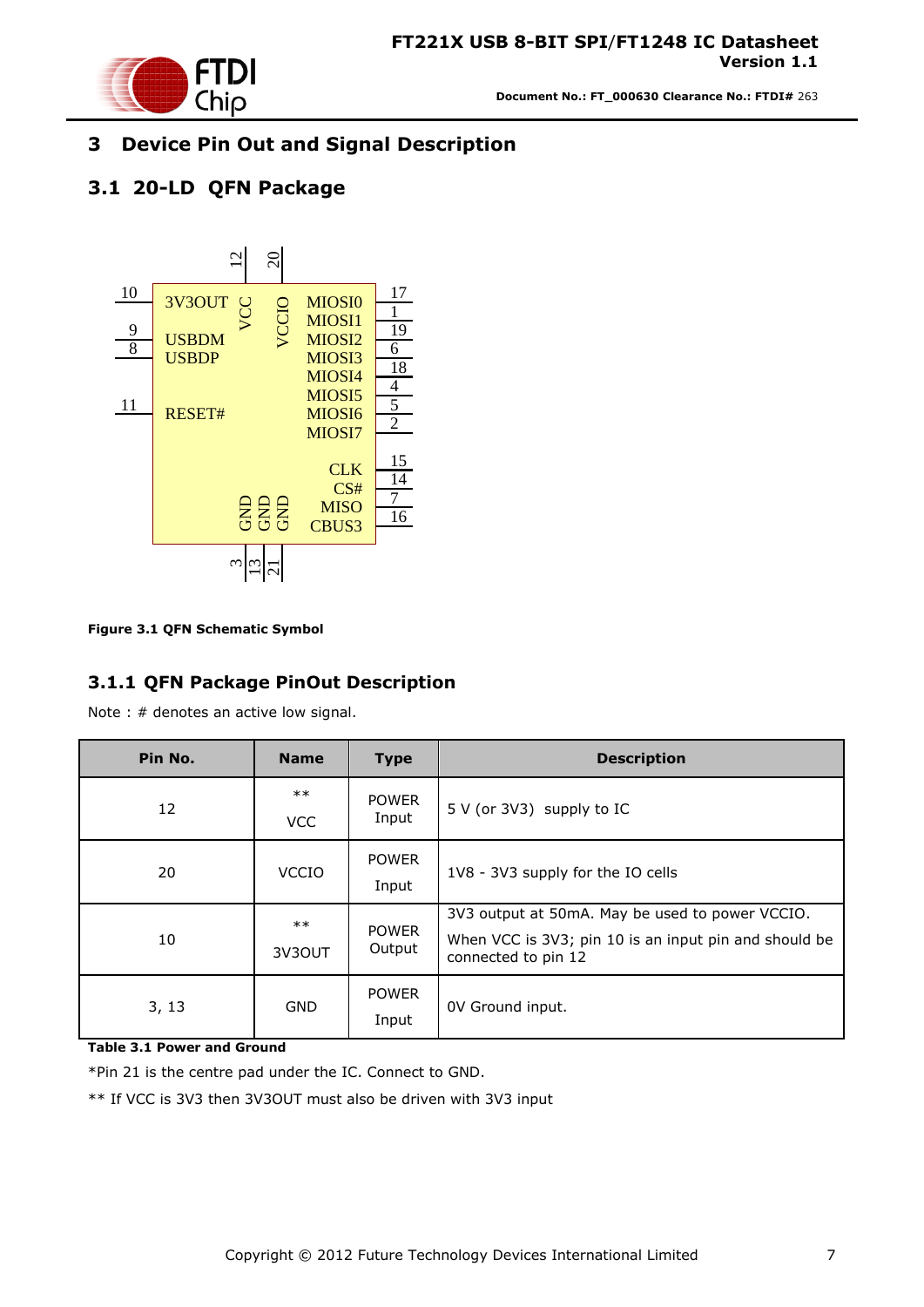# 3 Device Pin Out and Signal Description

## 3.1 20-LD QFN Package

Figure 3.1 QFN Schematic Symbol

### 3.1.1 QFN Package PinOut Description

Note : # denotes an active low signal.

| Pin No. | Name | Type | Description |
|---|---|---|---|
| 12 | ** VCC | POWER Input | 5 V (or 3V3) supply to IC |
| 20 | VCCIO | POWER Input | 1V8 - 3V3 supply for the IO cells |
| 10 | ** 3V3OUT | POWER Output | 3V3 output at 50mA. May be used to power VCCIO. When VCC is 3V3; pin 10 is an input pin and should be connected to pin 12 |
| 3, 13 | GND | POWER Input | 0V Ground input. |

**Table 3.1 Power and Ground**

*Pin 21 is the centre pad under the IC. Connect to GND.

** If VCC is 3V3 then 3V3OUT must also be driven with 3V3 input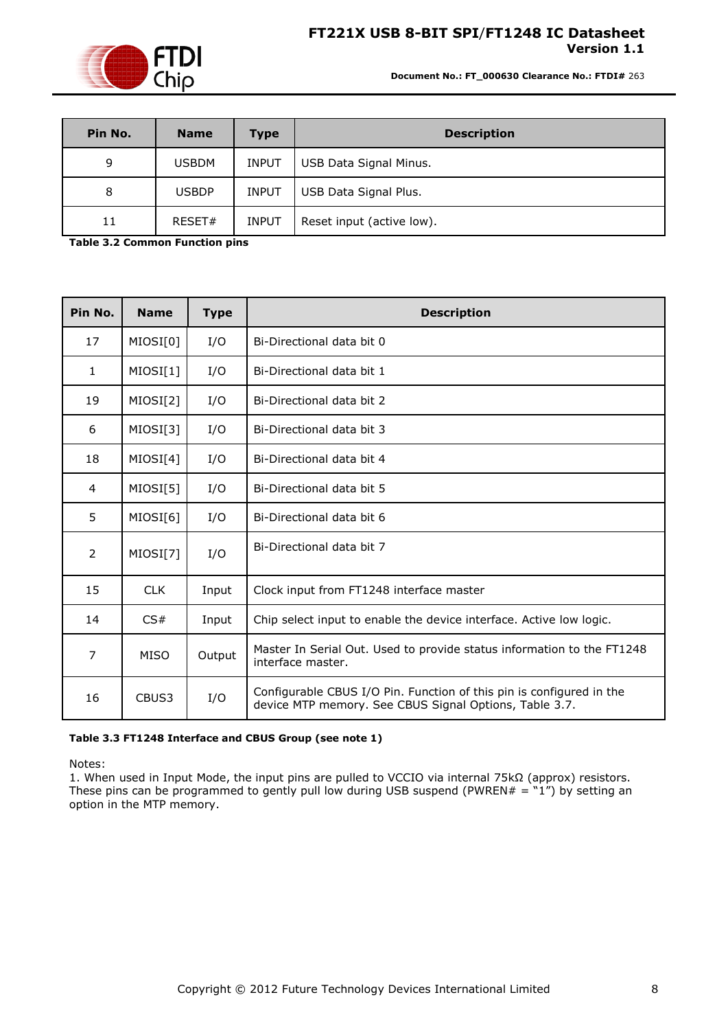| Pin No. | Name | Type | Description |
| --- | --- | --- | --- |
| 9 | USBDM | INPUT | USB Data Signal Minus. |
| 8 | USBDP | INPUT | USB Data Signal Plus. |
| 11 | RESET# | INPUT | Reset input (active low). |

**Table 3.2 Common Function pins**

| Pin No. | Name | Type | Description |
| --- | --- | --- | --- |
| 17 | MIOSI[0] | I/O | Bi-Directional data bit 0 |
| 1 | MIOSI[1] | I/O | Bi-Directional data bit 1 |
| 19 | MIOSI[2] | I/O | Bi-Directional data bit 2 |
| 6 | MIOSI[3] | I/O | Bi-Directional data bit 3 |
| 18 | MIOSI[4] | I/O | Bi-Directional data bit 4 |
| 4 | MIOSI[5] | I/O | Bi-Directional data bit 5 |
| 5 | MIOSI[6] | I/O | Bi-Directional data bit 6 |
| 2 | MIOSI[7] | I/O | Bi-Directional data bit 7 |
| 15 | CLK | Input | Clock input from FT1248 interface master |
| 14 | CS# | Input | Chip select input to enable the device interface. Active low logic. |
| 7 | MISO | Output | Master In Serial Out. Used to provide status information to the FT1248 interface master. |
| 16 | CBUS3 | I/O | Configurable CBUS I/O Pin. Function of this pin is configured in the device MTP memory. See CBUS Signal Options, Table 3.7. |

**Table 3.3 FT1248 Interface and CBUS Group (see note 1)**

Notes:
1. When used in Input Mode, the input pins are pulled to VCCIO via internal 75kΩ (approx) resistors. These pins can be programmed to gently pull low during USB suspend (PWREN# = "1") by setting an option in the MTP memory.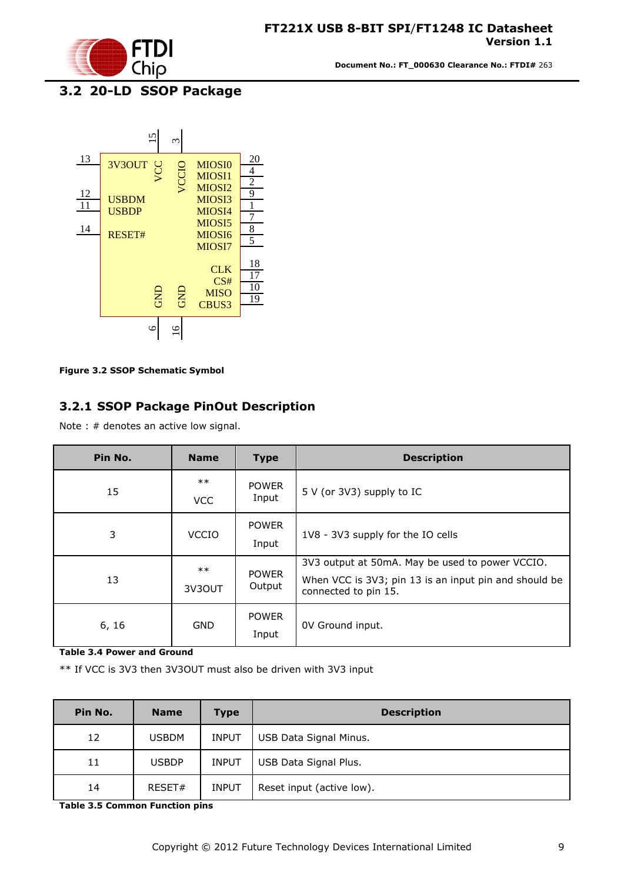## 3.2 20-LD SSOP Package

Figure 3.2 SSOP Schematic Symbol

### 3.2.1 SSOP Package PinOut Description

Note : # denotes an active low signal.

| Pin No. | Name | Type | Description |
|---|---|---|---|
| 15 | ** VCC | POWER Input | 5 V (or 3V3) supply to IC |
| 3 | VCCIO | POWER Input | 1V8 - 3V3 supply for the IO cells |
| 13 | ** 3V3OUT | POWER Output | 3V3 output at 50mA. May be used to power VCCIO. When VCC is 3V3; pin 13 is an input pin and should be connected to pin 15. |
| 6, 16 | GND | POWER Input | 0V Ground input. |

**Table 3.4 Power and Ground**

** If VCC is 3V3 then 3V3OUT must also be driven with 3V3 input

| Pin No. | Name | Type | Description |
|---|---|---|---|
| 12 | USBDM | INPUT | USB Data Signal Minus. |
| 11 | USBDP | INPUT | USB Data Signal Plus. |
| 14 | RESET# | INPUT | Reset input (active low). |

**Table 3.5 Common Function pins**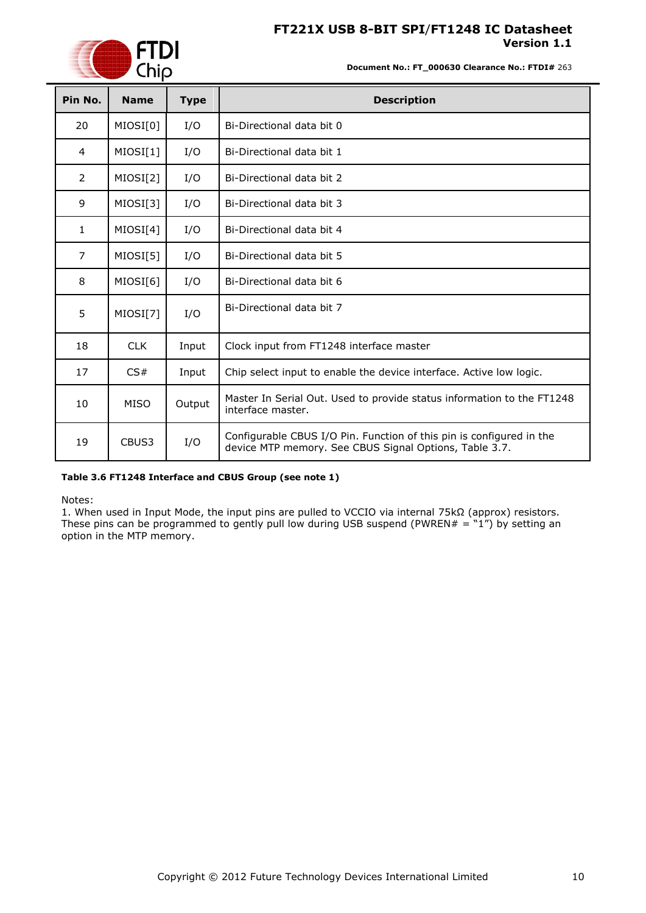| Pin No. | Name | Type | Description |
|---|---|---|---|
| 20 | MIOSI[0] | I/O | Bi-Directional data bit 0 |
| 4 | MIOSI[1] | I/O | Bi-Directional data bit 1 |
| 2 | MIOSI[2] | I/O | Bi-Directional data bit 2 |
| 9 | MIOSI[3] | I/O | Bi-Directional data bit 3 |
| 1 | MIOSI[4] | I/O | Bi-Directional data bit 4 |
| 7 | MIOSI[5] | I/O | Bi-Directional data bit 5 |
| 8 | MIOSI[6] | I/O | Bi-Directional data bit 6 |
| 5 | MIOSI[7] | I/O | Bi-Directional data bit 7 |
| 18 | CLK | Input | Clock input from FT1248 interface master |
| 17 | CS# | Input | Chip select input to enable the device interface. Active low logic. |
| 10 | MISO | Output | Master In Serial Out. Used to provide status information to the FT1248 interface master. |
| 19 | CBUS3 | I/O | Configurable CBUS I/O Pin. Function of this pin is configured in the device MTP memory. See CBUS Signal Options, Table 3.7. |

**Table 3.6 FT1248 Interface and CBUS Group (see note 1)**

Notes:
1. When used in Input Mode, the input pins are pulled to VCCIO via internal 75kΩ (approx) resistors. These pins can be programmed to gently pull low during USB suspend (PWREN# = “1”) by setting an option in the MTP memory.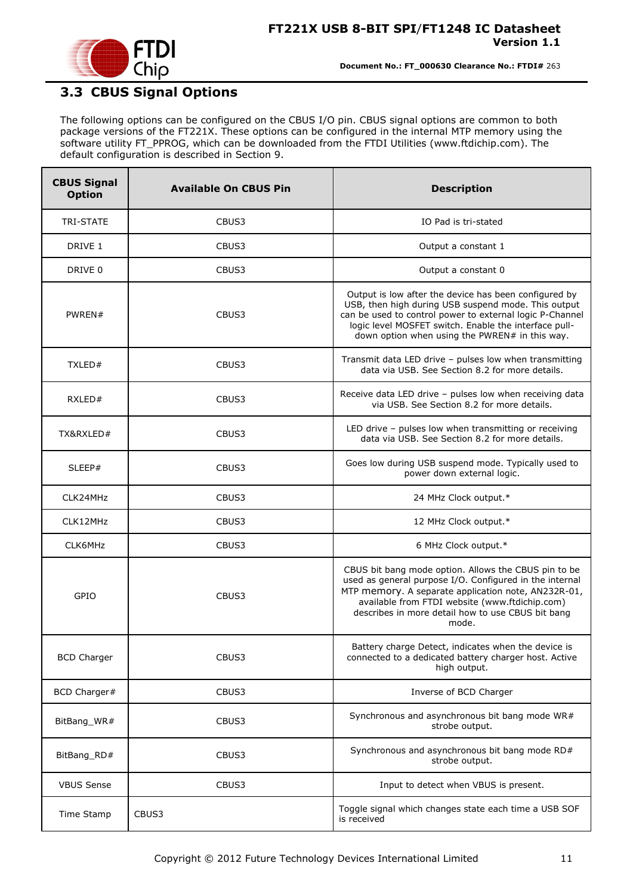## 3.3 CBUS Signal Options

The following options can be configured on the CBUS I/O pin. CBUS signal options are common to both package versions of the FT221X. These options can be configured in the internal MTP memory using the software utility FT_PPROG, which can be downloaded from the FTDI Utilities (www.ftdichip.com). The default configuration is described in Section 9.

| CBUS Signal Option | Available On CBUS Pin | Description |
|---|---|---|
| TRI-STATE | CBUS3 | IO Pad is tri-stated |
| DRIVE 1 | CBUS3 | Output a constant 1 |
| DRIVE 0 | CBUS3 | Output a constant 0 |
| PWREN# | CBUS3 | Output is low after the device has been configured by USB, then high during USB suspend mode. This output can be used to control power to external logic P-Channel logic level MOSFET switch. Enable the interface pull-down option when using the PWREN# in this way. |
| TXLED# | CBUS3 | Transmit data LED drive – pulses low when transmitting data via USB. See Section 8.2 for more details. |
| RXLED# | CBUS3 | Receive data LED drive – pulses low when receiving data via USB. See Section 8.2 for more details. |
| TX&RXLED# | CBUS3 | LED drive – pulses low when transmitting or receiving data via USB. See Section 8.2 for more details. |
| SLEEP# | CBUS3 | Goes low during USB suspend mode. Typically used to power down external logic. |
| CLK24MHz | CBUS3 | 24 MHz Clock output.* |
| CLK12MHz | CBUS3 | 12 MHz Clock output.* |
| CLK6MHz | CBUS3 | 6 MHz Clock output.* |
| GPIO | CBUS3 | CBUS bit bang mode option. Allows the CBUS pin to be used as general purpose I/O. Configured in the internal MTP memory. A separate application note, AN232R-01, available from FTDI website (www.ftdichip.com) describes in more detail how to use CBUS bit bang mode. |
| BCD Charger | CBUS3 | Battery charge Detect, indicates when the device is connected to a dedicated battery charger host. Active high output. |
| BCD Charger# | CBUS3 | Inverse of BCD Charger |
| BitBang_WR# | CBUS3 | Synchronous and asynchronous bit bang mode WR# strobe output. |
| BitBang_RD# | CBUS3 | Synchronous and asynchronous bit bang mode RD# strobe output. |
| VBUS Sense | CBUS3 | Input to detect when VBUS is present. |
| Time Stamp | CBUS3 | Toggle signal which changes state each time a USB SOF is received |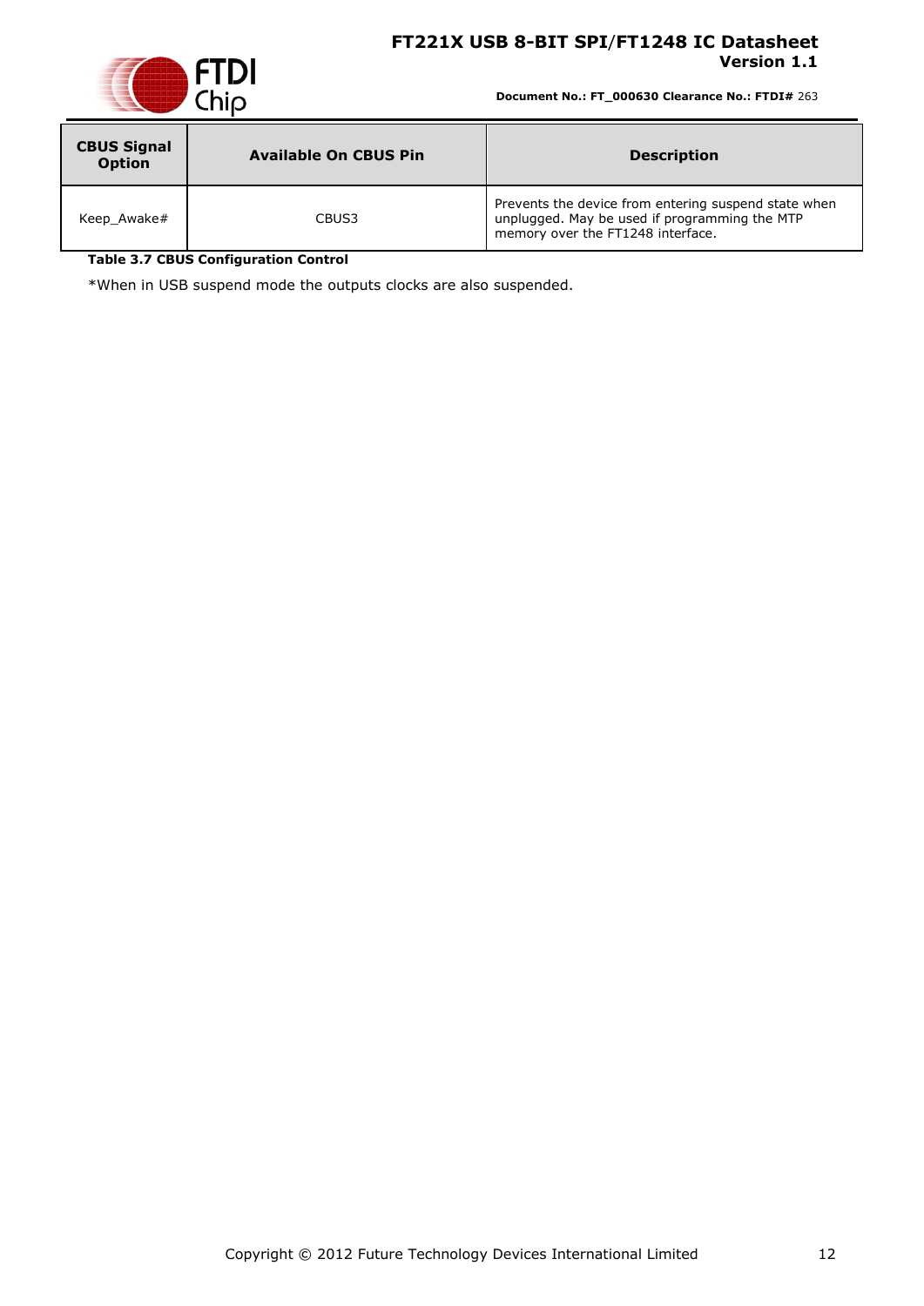| CBUS Signal Option | Available On CBUS Pin | Description |
|---|---|---|
| Keep_Awake# | CBUS3 | Prevents the device from entering suspend state when unplugged. May be used if programming the MTP memory over the FT1248 interface. |

**Table 3.7 CBUS Configuration Control**

*When in USB suspend mode the outputs clocks are also suspended.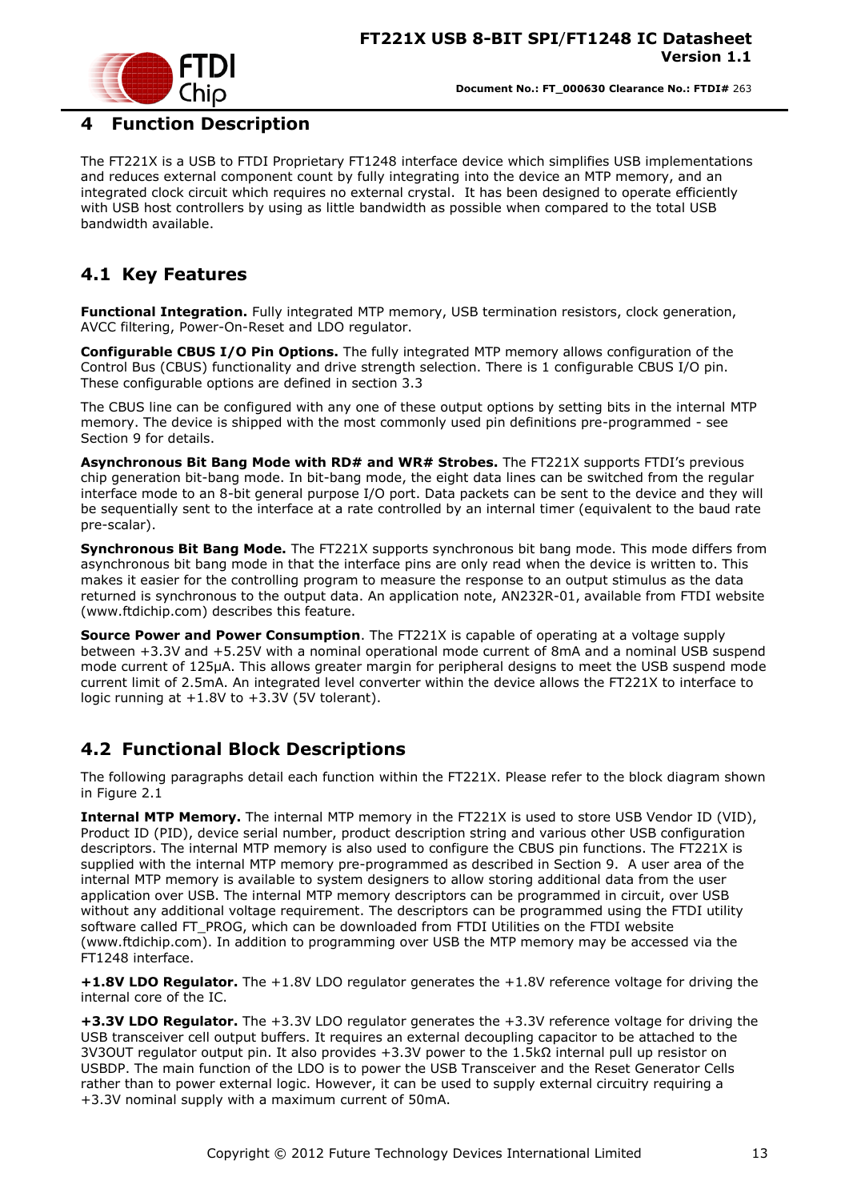# 4 Function Description

The FT221X is a USB to FTDI Proprietary FT1248 interface device which simplifies USB implementations and reduces external component count by fully integrating into the device an MTP memory, and an integrated clock circuit which requires no external crystal. It has been designed to operate efficiently with USB host controllers by using as little bandwidth as possible when compared to the total USB bandwidth available.

## 4.1 Key Features

**Functional Integration.** Fully integrated MTP memory, USB termination resistors, clock generation, AVCC filtering, Power-On-Reset and LDO regulator.

**Configurable CBUS I/O Pin Options.** The fully integrated MTP memory allows configuration of the Control Bus (CBUS) functionality and drive strength selection. There is 1 configurable CBUS I/O pin. These configurable options are defined in section 3.3

The CBUS line can be configured with any one of these output options by setting bits in the internal MTP memory. The device is shipped with the most commonly used pin definitions pre-programmed - see Section 9 for details.

**Asynchronous Bit Bang Mode with RD# and WR# Strobes.** The FT221X supports FTDI's previous chip generation bit-bang mode. In bit-bang mode, the eight data lines can be switched from the regular interface mode to an 8-bit general purpose I/O port. Data packets can be sent to the device and they will be sequentially sent to the interface at a rate controlled by an internal timer (equivalent to the baud rate pre-scalar).

**Synchronous Bit Bang Mode.** The FT221X supports synchronous bit bang mode. This mode differs from asynchronous bit bang mode in that the interface pins are only read when the device is written to. This makes it easier for the controlling program to measure the response to an output stimulus as the data returned is synchronous to the output data. An application note, AN232R-01, available from FTDI website (www.ftdichip.com) describes this feature.

**Source Power and Power Consumption**. The FT221X is capable of operating at a voltage supply between +3.3V and +5.25V with a nominal operational mode current of 8mA and a nominal USB suspend mode current of 125µA. This allows greater margin for peripheral designs to meet the USB suspend mode current limit of 2.5mA. An integrated level converter within the device allows the FT221X to interface to logic running at +1.8V to +3.3V (5V tolerant).

## 4.2 Functional Block Descriptions

The following paragraphs detail each function within the FT221X. Please refer to the block diagram shown in Figure 2.1

**Internal MTP Memory.** The internal MTP memory in the FT221X is used to store USB Vendor ID (VID), Product ID (PID), device serial number, product description string and various other USB configuration descriptors. The internal MTP memory is also used to configure the CBUS pin functions. The FT221X is supplied with the internal MTP memory pre-programmed as described in Section 9. A user area of the internal MTP memory is available to system designers to allow storing additional data from the user application over USB. The internal MTP memory descriptors can be programmed in circuit, over USB without any additional voltage requirement. The descriptors can be programmed using the FTDI utility software called FT_PROG, which can be downloaded from FTDI Utilities on the FTDI website (www.ftdichip.com). In addition to programming over USB the MTP memory may be accessed via the FT1248 interface.

**+1.8V LDO Regulator.** The +1.8V LDO regulator generates the +1.8V reference voltage for driving the internal core of the IC.

**+3.3V LDO Regulator.** The +3.3V LDO regulator generates the +3.3V reference voltage for driving the USB transceiver cell output buffers. It requires an external decoupling capacitor to be attached to the 3V3OUT regulator output pin. It also provides +3.3V power to the 1.5kΩ internal pull up resistor on USBDP. The main function of the LDO is to power the USB Transceiver and the Reset Generator Cells rather than to power external logic. However, it can be used to supply external circuitry requiring a +3.3V nominal supply with a maximum current of 50mA.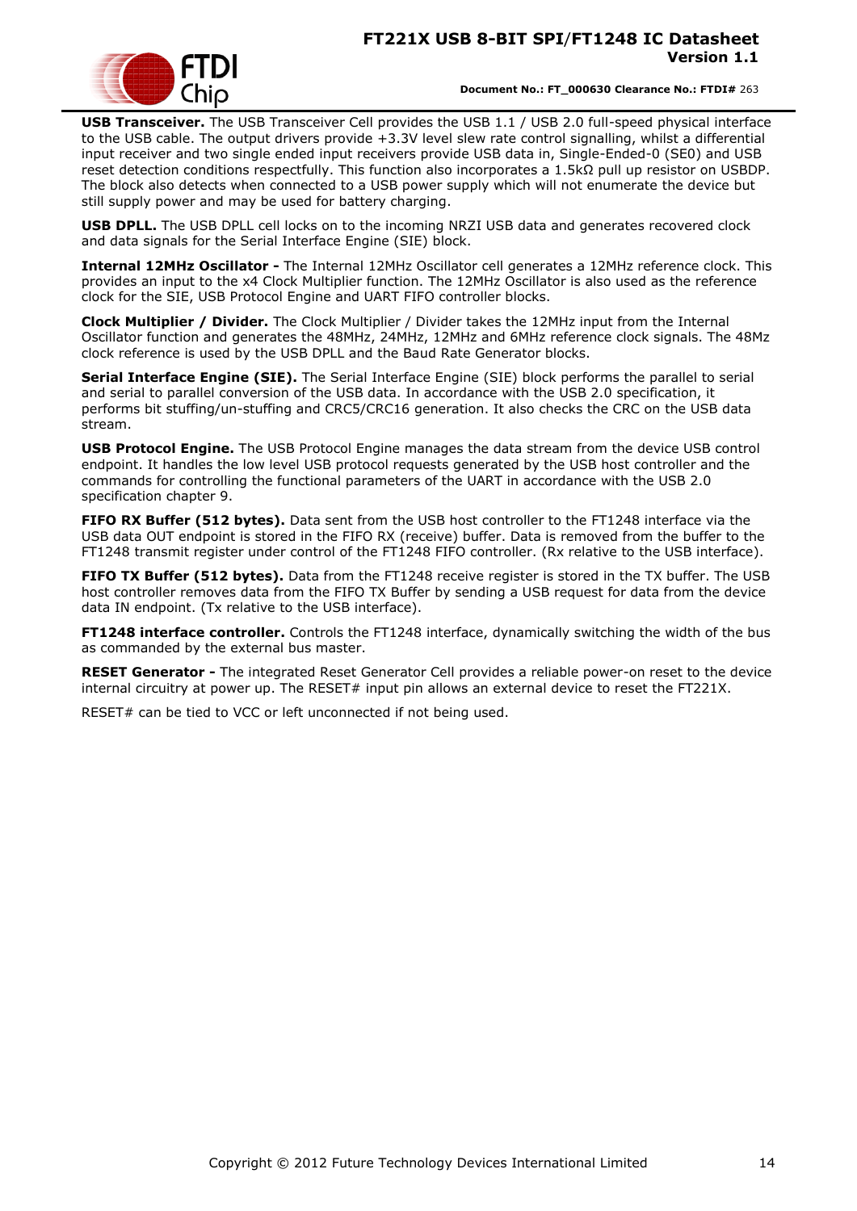**USB Transceiver.** The USB Transceiver Cell provides the USB 1.1 / USB 2.0 full-speed physical interface to the USB cable. The output drivers provide +3.3V level slew rate control signalling, whilst a differential input receiver and two single ended input receivers provide USB data in, Single-Ended-0 (SE0) and USB reset detection conditions respectfully. This function also incorporates a 1.5kΩ pull up resistor on USBDP. The block also detects when connected to a USB power supply which will not enumerate the device but still supply power and may be used for battery charging.

**USB DPLL.** The USB DPLL cell locks on to the incoming NRZI USB data and generates recovered clock and data signals for the Serial Interface Engine (SIE) block.

**Internal 12MHz Oscillator -** The Internal 12MHz Oscillator cell generates a 12MHz reference clock. This provides an input to the x4 Clock Multiplier function. The 12MHz Oscillator is also used as the reference clock for the SIE, USB Protocol Engine and UART FIFO controller blocks.

**Clock Multiplier / Divider.** The Clock Multiplier / Divider takes the 12MHz input from the Internal Oscillator function and generates the 48MHz, 24MHz, 12MHz and 6MHz reference clock signals. The 48Mz clock reference is used by the USB DPLL and the Baud Rate Generator blocks.

**Serial Interface Engine (SIE).** The Serial Interface Engine (SIE) block performs the parallel to serial and serial to parallel conversion of the USB data. In accordance with the USB 2.0 specification, it performs bit stuffing/un-stuffing and CRC5/CRC16 generation. It also checks the CRC on the USB data stream.

**USB Protocol Engine.** The USB Protocol Engine manages the data stream from the device USB control endpoint. It handles the low level USB protocol requests generated by the USB host controller and the commands for controlling the functional parameters of the UART in accordance with the USB 2.0 specification chapter 9.

**FIFO RX Buffer (512 bytes).** Data sent from the USB host controller to the FT1248 interface via the USB data OUT endpoint is stored in the FIFO RX (receive) buffer. Data is removed from the buffer to the FT1248 transmit register under control of the FT1248 FIFO controller. (Rx relative to the USB interface).

**FIFO TX Buffer (512 bytes).** Data from the FT1248 receive register is stored in the TX buffer. The USB host controller removes data from the FIFO TX Buffer by sending a USB request for data from the device data IN endpoint. (Tx relative to the USB interface).

**FT1248 interface controller.** Controls the FT1248 interface, dynamically switching the width of the bus as commanded by the external bus master.

**RESET Generator -** The integrated Reset Generator Cell provides a reliable power-on reset to the device internal circuitry at power up. The RESET# input pin allows an external device to reset the FT221X.

RESET# can be tied to VCC or left unconnected if not being used.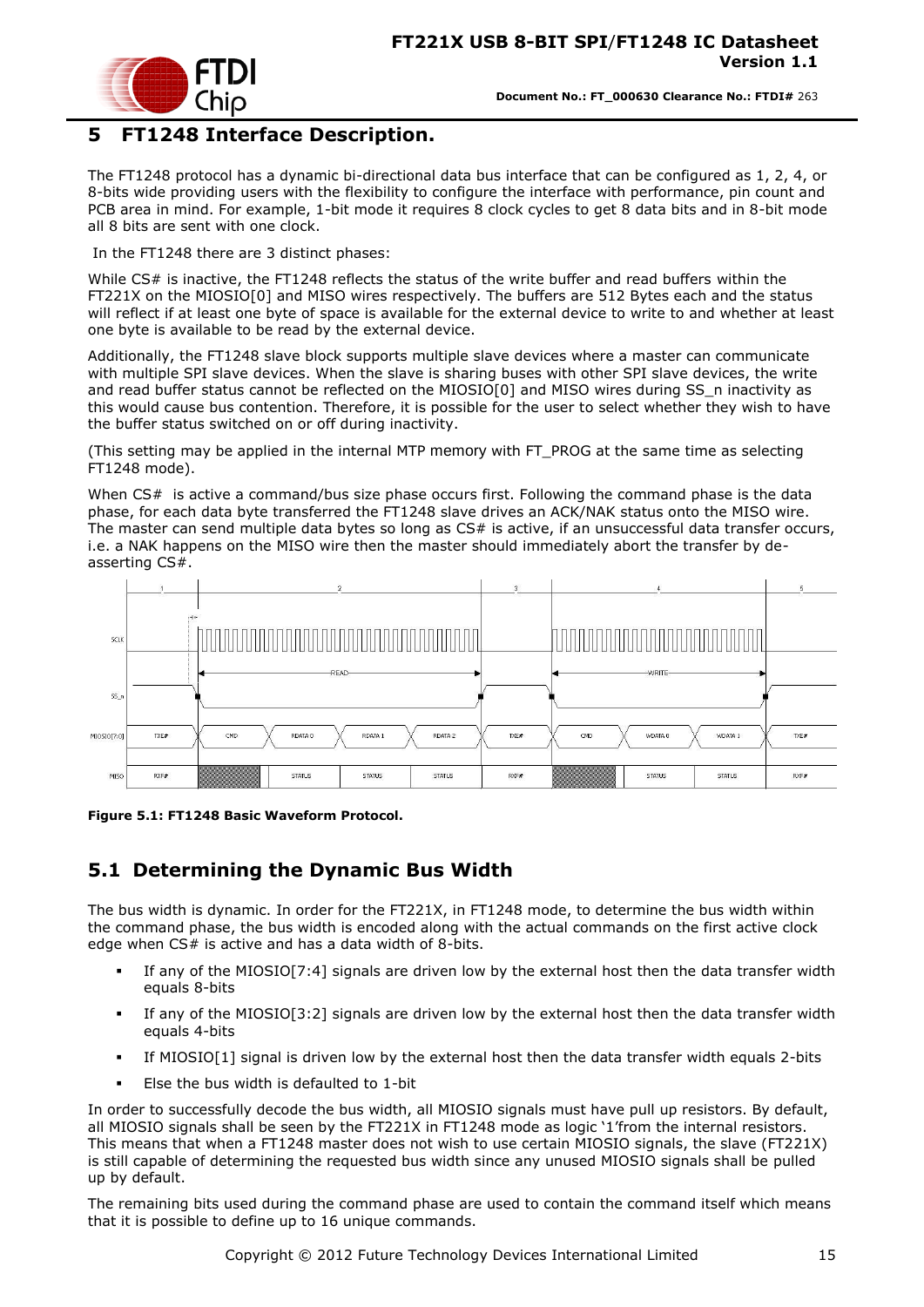# 5 FT1248 Interface Description.

The FT1248 protocol has a dynamic bi-directional data bus interface that can be configured as 1, 2, 4, or 8-bits wide providing users with the flexibility to configure the interface with performance, pin count and PCB area in mind. For example, 1-bit mode it requires 8 clock cycles to get 8 data bits and in 8-bit mode all 8 bits are sent with one clock.

In the FT1248 there are 3 distinct phases:

While CS# is inactive, the FT1248 reflects the status of the write buffer and read buffers within the FT221X on the MIOSIO[0] and MISO wires respectively. The buffers are 512 Bytes each and the status will reflect if at least one byte of space is available for the external device to write to and whether at least one byte is available to be read by the external device.

Additionally, the FT1248 slave block supports multiple slave devices where a master can communicate with multiple SPI slave devices. When the slave is sharing buses with other SPI slave devices, the write and read buffer status cannot be reflected on the MIOSIO[0] and MISO wires during SS_n inactivity as this would cause bus contention. Therefore, it is possible for the user to select whether they wish to have the buffer status switched on or off during inactivity.

(This setting may be applied in the internal MTP memory with FT_PROG at the same time as selecting FT1248 mode).

When CS# is active a command/bus size phase occurs first. Following the command phase is the data phase, for each data byte transferred the FT1248 slave drives an ACK/NAK status onto the MISO wire. The master can send multiple data bytes so long as CS# is active, if an unsuccessful data transfer occurs, i.e. a NAK happens on the MISO wire then the master should immediately abort the transfer by de-asserting CS#.

**Figure 5.1: FT1248 Basic Waveform Protocol.**

## 5.1 Determining the Dynamic Bus Width

The bus width is dynamic. In order for the FT221X, in FT1248 mode, to determine the bus width within the command phase, the bus width is encoded along with the actual commands on the first active clock edge when CS# is active and has a data width of 8-bits.

- If any of the MIOSIO[7:4] signals are driven low by the external host then the data transfer width equals 8-bits
- If any of the MIOSIO[3:2] signals are driven low by the external host then the data transfer width equals 4-bits
- If MIOSIO[1] signal is driven low by the external host then the data transfer width equals 2-bits
- Else the bus width is defaulted to 1-bit

In order to successfully decode the bus width, all MIOSIO signals must have pull up resistors. By default, all MIOSIO signals shall be seen by the FT221X in FT1248 mode as logic '1'from the internal resistors. This means that when a FT1248 master does not wish to use certain MIOSIO signals, the slave (FT221X) is still capable of determining the requested bus width since any unused MIOSIO signals shall be pulled up by default.

The remaining bits used during the command phase are used to contain the command itself which means that it is possible to define up to 16 unique commands.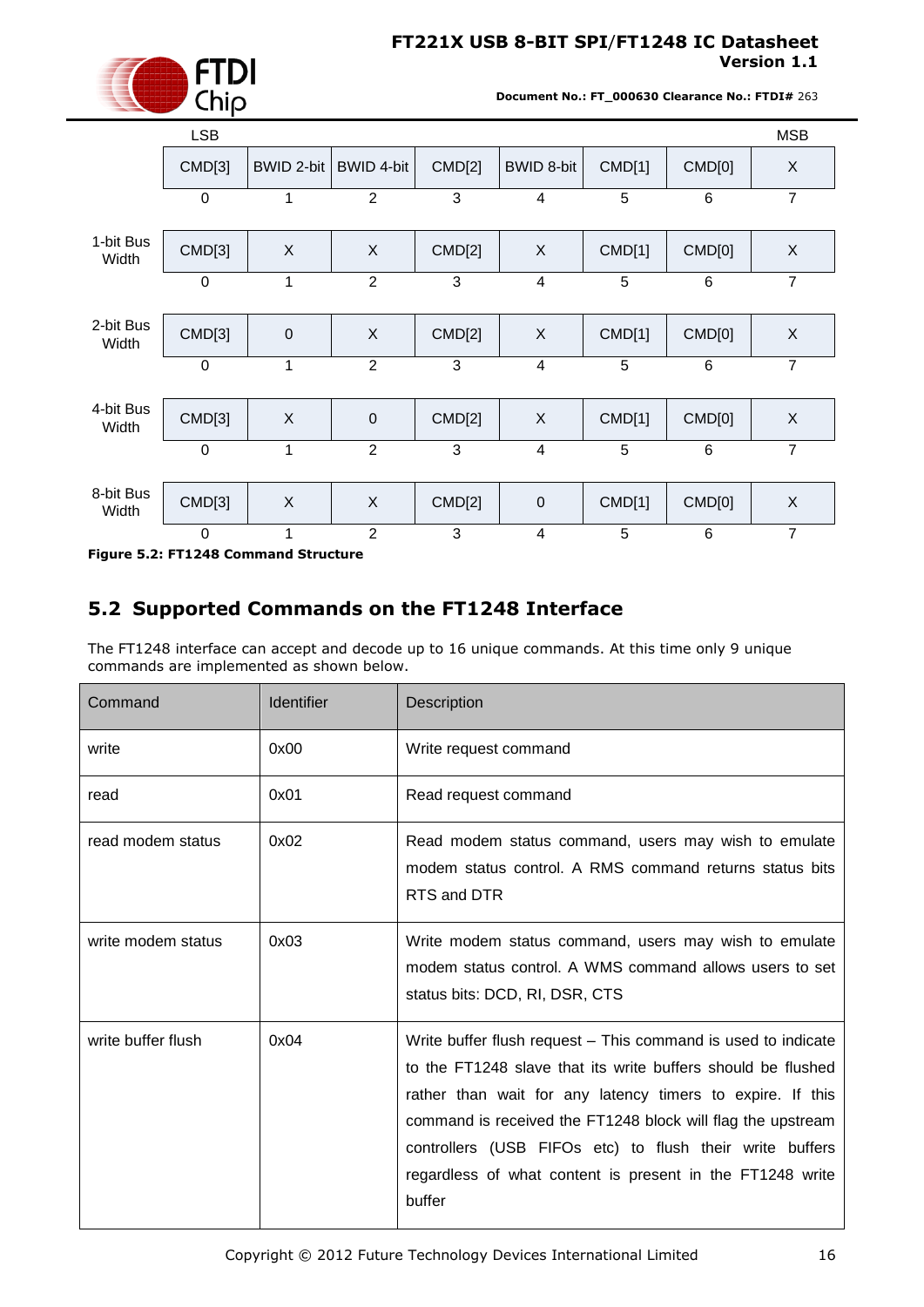| | LSB | | | | | | | MSB |
|---|---|---|---|---|---|---|---|---|
| | CMD[3] | BWID 2-bit | BWID 4-bit | CMD[2] | BWID 8-bit | CMD[1] | CMD[0] | X |
| | 0 | 1 | 2 | 3 | 4 | 5 | 6 | 7 |
| 1-bit Bus Width | CMD[3] | X | X | CMD[2] | X | CMD[1] | CMD[0] | X |
| | 0 | 1 | 2 | 3 | 4 | 5 | 6 | 7 |
| 2-bit Bus Width | CMD[3] | 0 | X | CMD[2] | X | CMD[1] | CMD[0] | X |
| | 0 | 1 | 2 | 3 | 4 | 5 | 6 | 7 |
| 4-bit Bus Width | CMD[3] | X | 0 | CMD[2] | X | CMD[1] | CMD[0] | X |
| | 0 | 1 | 2 | 3 | 4 | 5 | 6 | 7 |
| 8-bit Bus Width | CMD[3] | X | X | CMD[2] | 0 | CMD[1] | CMD[0] | X |
| | 0 | 1 | 2 | 3 | 4 | 5 | 6 | 7 |

**Figure 5.2: FT1248 Command Structure**

## 5.2 Supported Commands on the FT1248 Interface

The FT1248 interface can accept and decode up to 16 unique commands. At this time only 9 unique commands are implemented as shown below.

| Command | Identifier | Description |
|---|---|---|
| write | 0x00 | Write request command |
| read | 0x01 | Read request command |
| read modem status | 0x02 | Read modem status command, users may wish to emulate modem status control. A RMS command returns status bits RTS and DTR |
| write modem status | 0x03 | Write modem status command, users may wish to emulate modem status control. A WMS command allows users to set status bits: DCD, RI, DSR, CTS |
| write buffer flush | 0x04 | Write buffer flush request – This command is used to indicate to the FT1248 slave that its write buffers should be flushed rather than wait for any latency timers to expire. If this command is received the FT1248 block will flag the upstream controllers (USB FIFOs etc) to flush their write buffers regardless of what content is present in the FT1248 write buffer |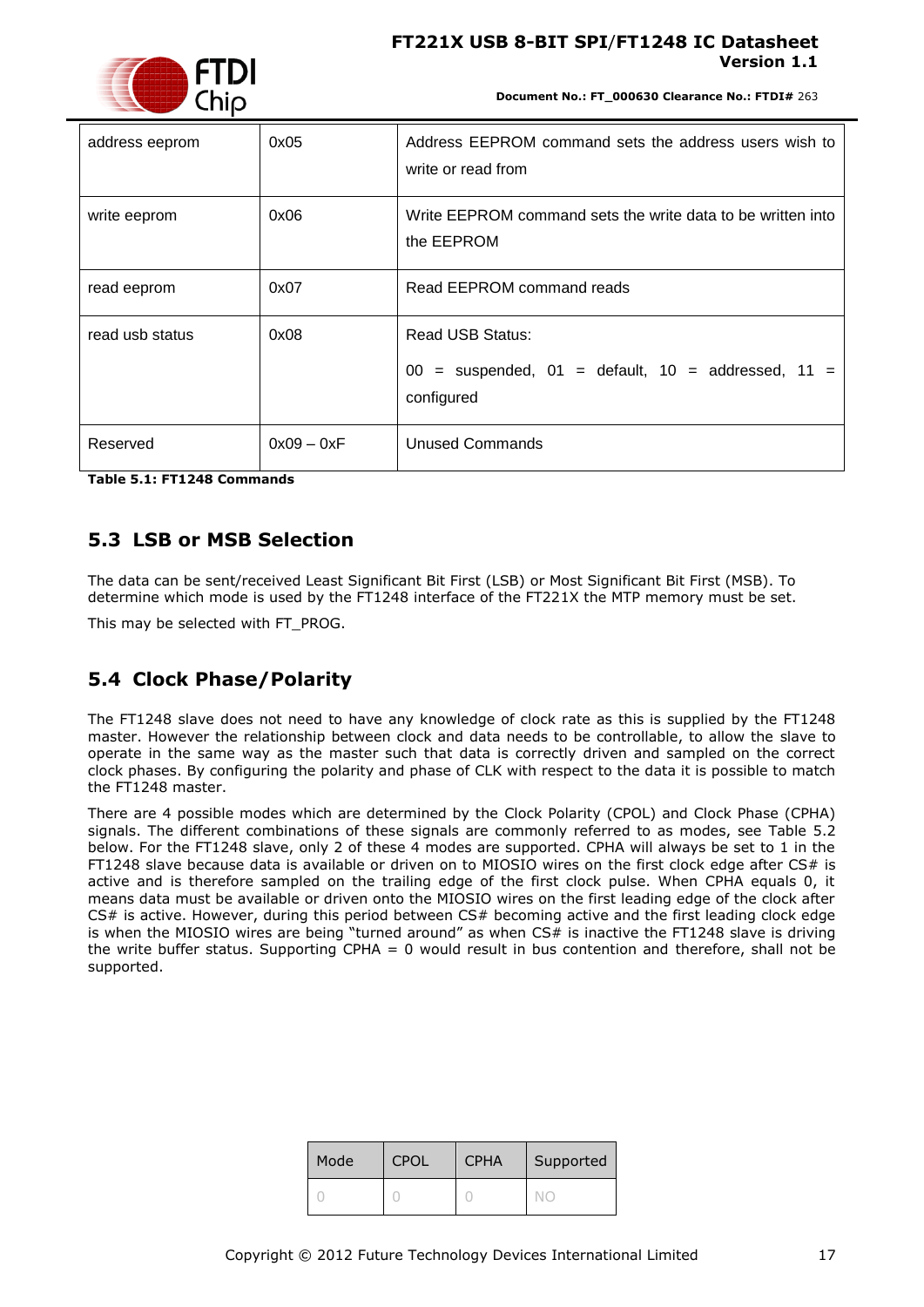| address eeprom | 0x05 | Address EEPROM command sets the address users wish to write or read from |
|---|---|---|
| write eeprom | 0x06 | Write EEPROM command sets the write data to be written into the EEPROM |
| read eeprom | 0x07 | Read EEPROM command reads |
| read usb status | 0x08 | Read USB Status: 00 = suspended, 01 = default, 10 = addressed, 11 = configured |
| Reserved | 0x09 – 0xF | Unused Commands |

**Table 5.1: FT1248 Commands**

## 5.3 LSB or MSB Selection

The data can be sent/received Least Significant Bit First (LSB) or Most Significant Bit First (MSB). To determine which mode is used by the FT1248 interface of the FT221X the MTP memory must be set.

This may be selected with FT_PROG.

## 5.4 Clock Phase/Polarity

The FT1248 slave does not need to have any knowledge of clock rate as this is supplied by the FT1248 master. However the relationship between clock and data needs to be controllable, to allow the slave to operate in the same way as the master such that data is correctly driven and sampled on the correct clock phases. By configuring the polarity and phase of CLK with respect to the data it is possible to match the FT1248 master.

There are 4 possible modes which are determined by the Clock Polarity (CPOL) and Clock Phase (CPHA) signals. The different combinations of these signals are commonly referred to as modes, see Table 5.2 below. For the FT1248 slave, only 2 of these 4 modes are supported. CPHA will always be set to 1 in the FT1248 slave because data is available or driven on to MIOSIO wires on the first clock edge after CS# is active and is therefore sampled on the trailing edge of the first clock pulse. When CPHA equals 0, it means data must be available or driven onto the MIOSIO wires on the first leading edge of the clock after CS# is active. However, during this period between CS# becoming active and the first leading clock edge is when the MIOSIO wires are being "turned around" as when CS# is inactive the FT1248 slave is driving the write buffer status. Supporting CPHA = 0 would result in bus contention and therefore, shall not be supported.

| Mode | CPOL | CPHA | Supported |
|---|---|---|---|
| 0 | 0 | 0 | NO |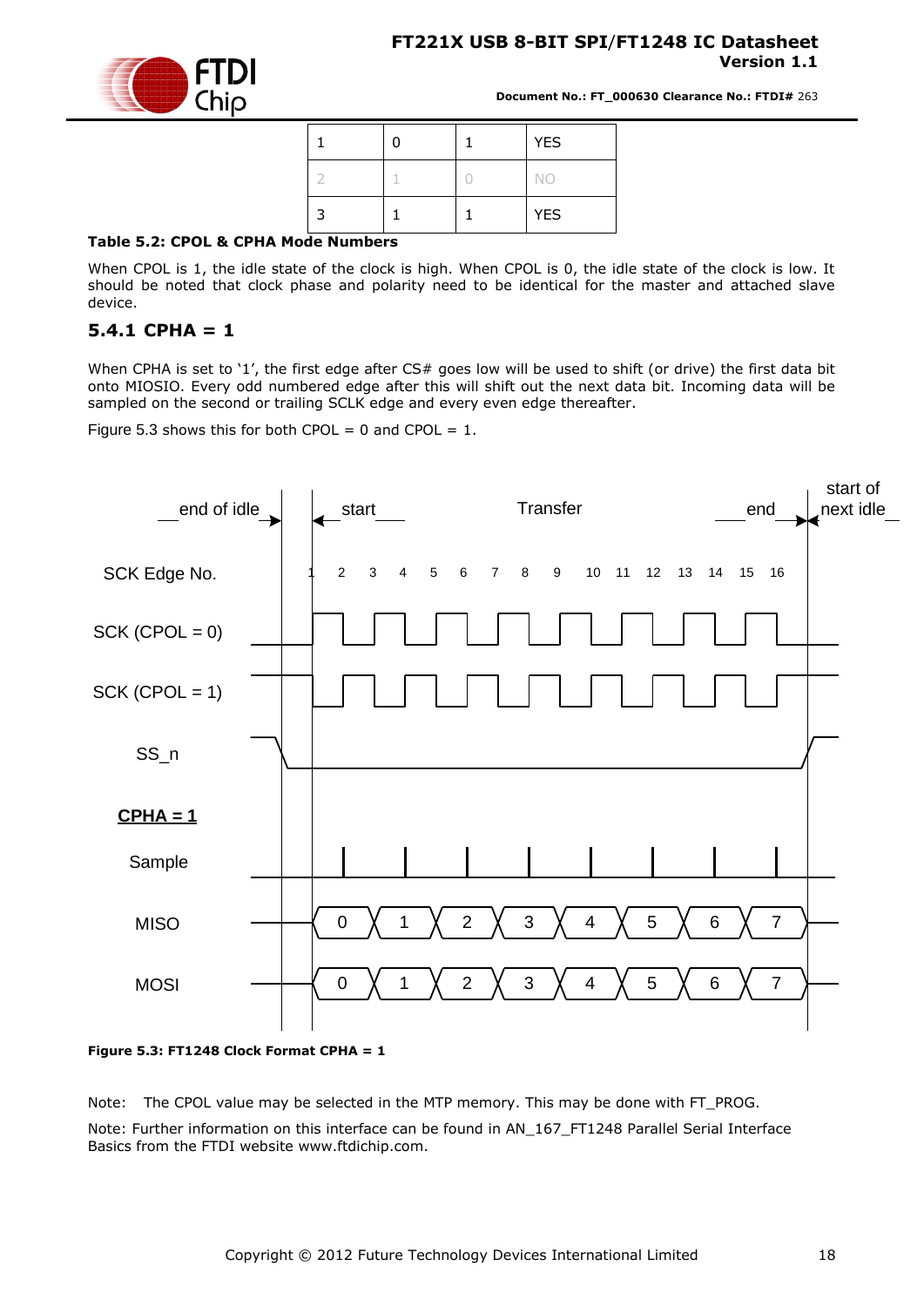| 1 | 0 | 1 | YES |
|---|---|---|---|
| 2 | 1 | 0 | NO |
| 3 | 1 | 1 | YES |

**Table 5.2: CPOL & CPHA Mode Numbers**

When CPOL is 1, the idle state of the clock is high. When CPOL is 0, the idle state of the clock is low. It should be noted that clock phase and polarity need to be identical for the master and attached slave device.

### 5.4.1 CPHA = 1

When CPHA is set to '1', the first edge after CS# goes low will be used to shift (or drive) the first data bit onto MIOSIO. Every odd numbered edge after this will shift out the next data bit. Incoming data will be sampled on the second or trailing SCLK edge and every even edge thereafter.

Figure 5.3 shows this for both CPOL = 0 and CPOL = 1.

**Figure 5.3: FT1248 Clock Format CPHA = 1**

Note: The CPOL value may be selected in the MTP memory. This may be done with FT_PROG.

Note: Further information on this interface can be found in AN_167_FT1248 Parallel Serial Interface Basics from the FTDI website www.ftdichip.com.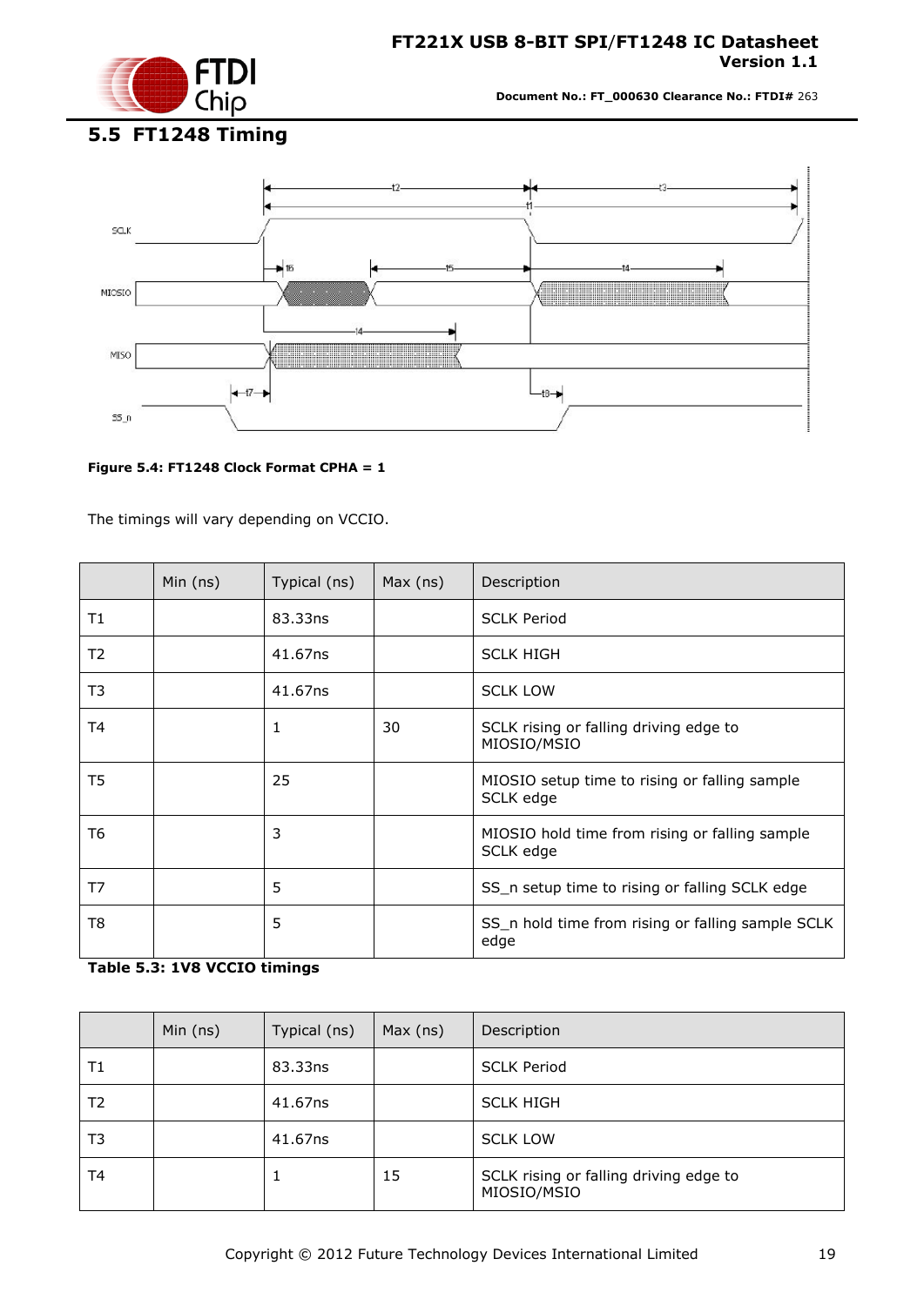## 5.5 FT1248 Timing

**Figure 5.4: FT1248 Clock Format CPHA = 1**

The timings will vary depending on VCCIO.

| | Min (ns) | Typical (ns) | Max (ns) | Description |
|---|---|---|---|---|
| T1 | | 83.33ns | | SCLK Period |
| T2 | | 41.67ns | | SCLK HIGH |
| T3 | | 41.67ns | | SCLK LOW |
| T4 | | 1 | 30 | SCLK rising or falling driving edge to MIOSIO/MSIO |
| T5 | | 25 | | MIOSIO setup time to rising or falling sample SCLK edge |
| T6 | | 3 | | MIOSIO hold time from rising or falling sample SCLK edge |
| T7 | | 5 | | SS_n setup time to rising or falling SCLK edge |
| T8 | | 5 | | SS_n hold time from rising or falling sample SCLK edge |

**Table 5.3: 1V8 VCCIO timings**

| | Min (ns) | Typical (ns) | Max (ns) | Description |
|---|---|---|---|---|
| T1 | | 83.33ns | | SCLK Period |
| T2 | | 41.67ns | | SCLK HIGH |
| T3 | | 41.67ns | | SCLK LOW |
| T4 | | 1 | 15 | SCLK rising or falling driving edge to MIOSIO/MSIO |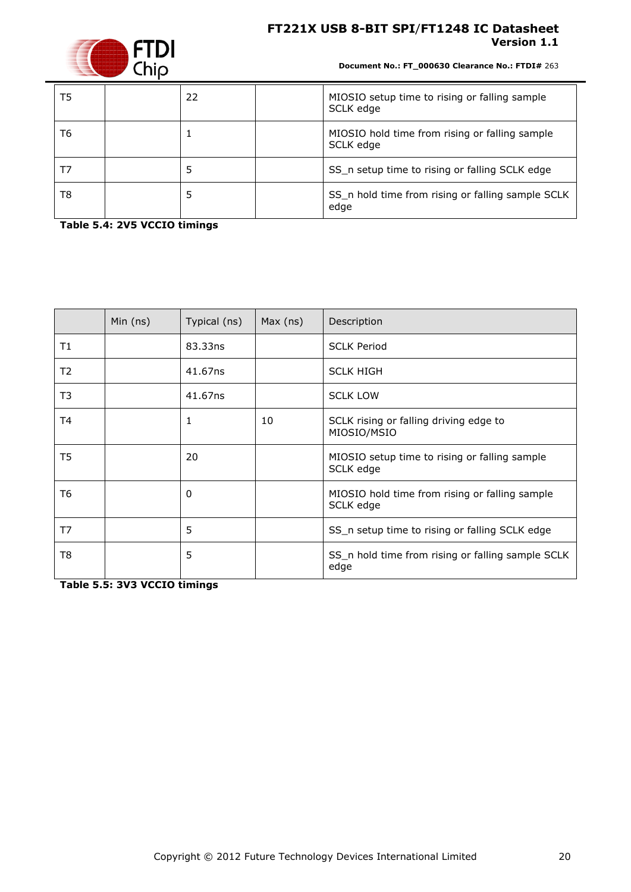| | | | | |
|---|---|---|---|---|
| T5 | | 22 | | MIOSIO setup time to rising or falling sample SCLK edge |
| T6 | | 1 | | MIOSIO hold time from rising or falling sample SCLK edge |
| T7 | | 5 | | SS_n setup time to rising or falling SCLK edge |
| T8 | | 5 | | SS_n hold time from rising or falling sample SCLK edge |

**Table 5.4: 2V5 VCCIO timings**

| | Min (ns) | Typical (ns) | Max (ns) | Description |
|---|---|---|---|---|
| T1 | | 83.33ns | | SCLK Period |
| T2 | | 41.67ns | | SCLK HIGH |
| T3 | | 41.67ns | | SCLK LOW |
| T4 | | 1 | 10 | SCLK rising or falling driving edge to MIOSIO/MSIO |
| T5 | | 20 | | MIOSIO setup time to rising or falling sample SCLK edge |
| T6 | | 0 | | MIOSIO hold time from rising or falling sample SCLK edge |
| T7 | | 5 | | SS_n setup time to rising or falling SCLK edge |
| T8 | | 5 | | SS_n hold time from rising or falling sample SCLK edge |

**Table 5.5: 3V3 VCCIO timings**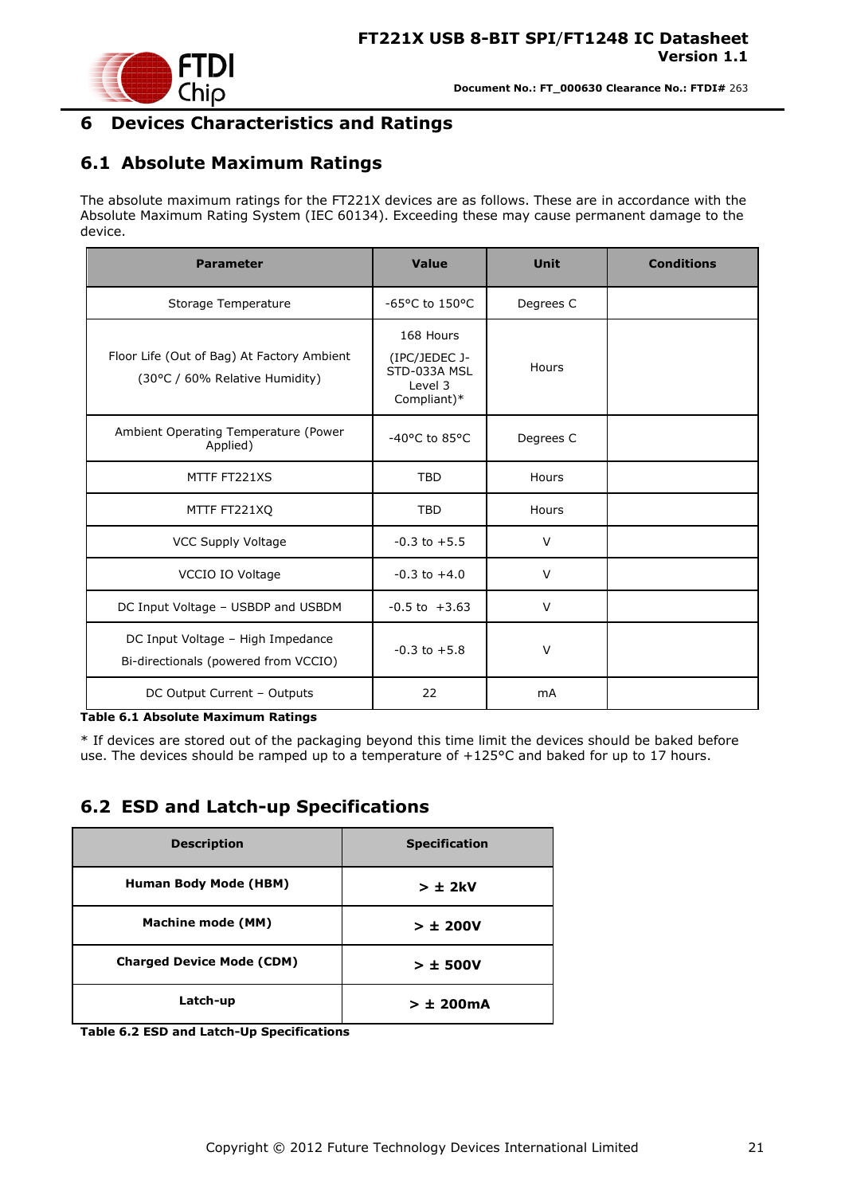# 6 Devices Characteristics and Ratings

## 6.1 Absolute Maximum Ratings

The absolute maximum ratings for the FT221X devices are as follows. These are in accordance with the Absolute Maximum Rating System (IEC 60134). Exceeding these may cause permanent damage to the device.

| Parameter | Value | Unit | Conditions |
|---|---|---|---|
| Storage Temperature | -65°C to 150°C | Degrees C | |
| Floor Life (Out of Bag) At Factory Ambient (30°C / 60% Relative Humidity) | 168 Hours (IPC/JEDEC J-STD-033A MSL Level 3 Compliant)* | Hours | |
| Ambient Operating Temperature (Power Applied) | -40°C to 85°C | Degrees C | |
| MTTF FT221XS | TBD | Hours | |
| MTTF FT221XQ | TBD | Hours | |
| VCC Supply Voltage | -0.3 to +5.5 | V | |
| VCCIO IO Voltage | -0.3 to +4.0 | V | |
| DC Input Voltage – USBDP and USBDM | -0.5 to +3.63 | V | |
| DC Input Voltage – High Impedance Bi-directionals (powered from VCCIO) | -0.3 to +5.8 | V | |
| DC Output Current – Outputs | 22 | mA | |

**Table 6.1 Absolute Maximum Ratings**

* If devices are stored out of the packaging beyond this time limit the devices should be baked before use. The devices should be ramped up to a temperature of +125°C and baked for up to 17 hours.

## 6.2 ESD and Latch-up Specifications

| Description | Specification |
|---|---|
| **Human Body Mode (HBM)** | **> ± 2kV** |
| **Machine mode (MM)** | **> ± 200V** |
| **Charged Device Mode (CDM)** | **> ± 500V** |
| **Latch-up** | **> ± 200mA** |

**Table 6.2 ESD and Latch-Up Specifications**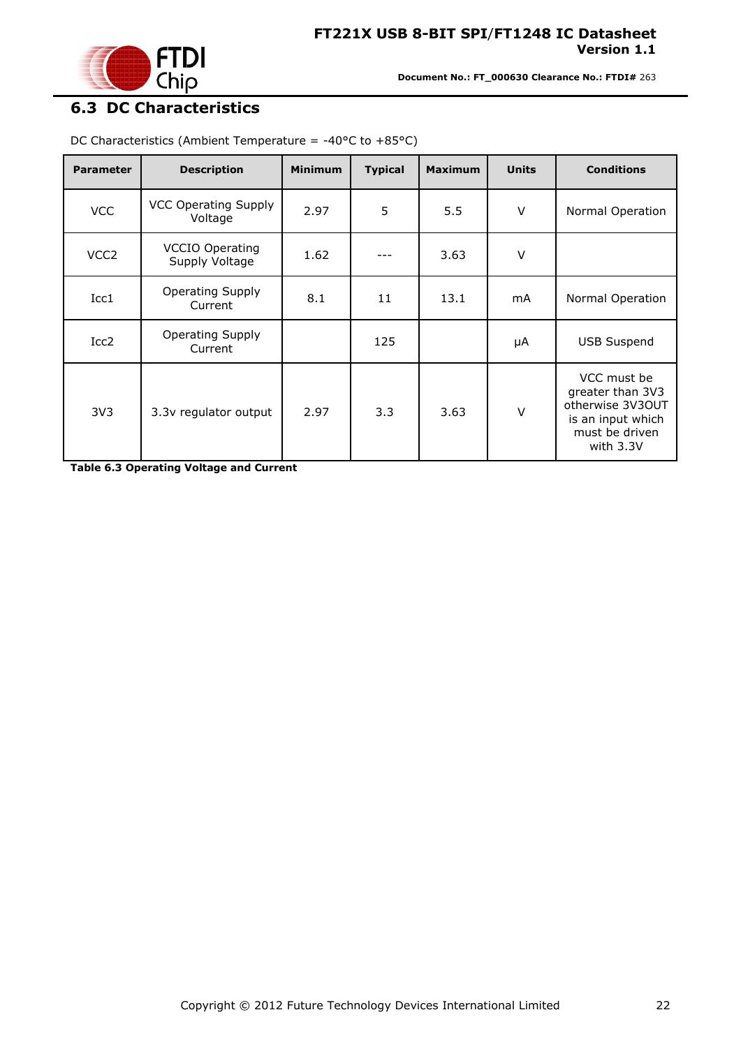## 6.3 DC Characteristics

DC Characteristics (Ambient Temperature = -40°C to +85°C)

| Parameter | Description | Minimum | Typical | Maximum | Units | Conditions |
|---|---|---|---|---|---|---|
| VCC | VCC Operating Supply Voltage | 2.97 | 5 | 5.5 | V | Normal Operation |
| VCC2 | VCCIO Operating Supply Voltage | 1.62 | --- | 3.63 | V | |
| Icc1 | Operating Supply Current | 8.1 | 11 | 13.1 | mA | Normal Operation |
| Icc2 | Operating Supply Current | | 125 | | μA | USB Suspend |
| 3V3 | 3.3v regulator output | 2.97 | 3.3 | 3.63 | V | VCC must be greater than 3V3 otherwise 3V3OUT is an input which must be driven with 3.3V |

**Table 6.3 Operating Voltage and Current**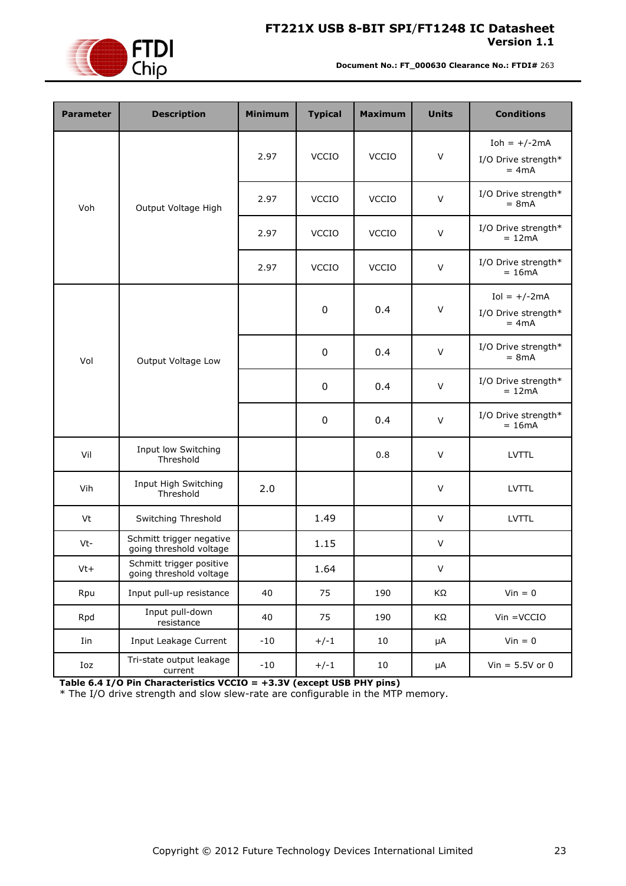| Parameter | Description | Minimum | Typical | Maximum | Units | Conditions |
|---|---|---|---|---|---|---|
| Voh | Output Voltage High | 2.97 | VCCIO | VCCIO | V | Ioh = +/-2mA I/O Drive strength* = 4mA |
| | | 2.97 | VCCIO | VCCIO | V | I/O Drive strength* = 8mA |
| | | 2.97 | VCCIO | VCCIO | V | I/O Drive strength* = 12mA |
| | | 2.97 | VCCIO | VCCIO | V | I/O Drive strength* = 16mA |
| Vol | Output Voltage Low | | 0 | 0.4 | V | Iol = +/-2mA I/O Drive strength* = 4mA |
| | | | 0 | 0.4 | V | I/O Drive strength* = 8mA |
| | | | 0 | 0.4 | V | I/O Drive strength* = 12mA |
| | | | 0 | 0.4 | V | I/O Drive strength* = 16mA |
| Vil | Input low Switching Threshold | | | 0.8 | V | LVTTL |
| Vih | Input High Switching Threshold | 2.0 | | | V | LVTTL |
| Vt | Switching Threshold | | 1.49 | | V | LVTTL |
| Vt- | Schmitt trigger negative going threshold voltage | | 1.15 | | V | |
| Vt+ | Schmitt trigger positive going threshold voltage | | 1.64 | | V | |
| Rpu | Input pull-up resistance | 40 | 75 | 190 | KΩ | Vin = 0 |
| Rpd | Input pull-down resistance | 40 | 75 | 190 | KΩ | Vin =VCCIO |
| Iin | Input Leakage Current | -10 | +/-1 | 10 | μA | Vin = 0 |
| Ioz | Tri-state output leakage current | -10 | +/-1 | 10 | μA | Vin = 5.5V or 0 |

**Table 6.4 I/O Pin Characteristics VCCIO = +3.3V (except USB PHY pins)**

* The I/O drive strength and slow slew-rate are configurable in the MTP memory.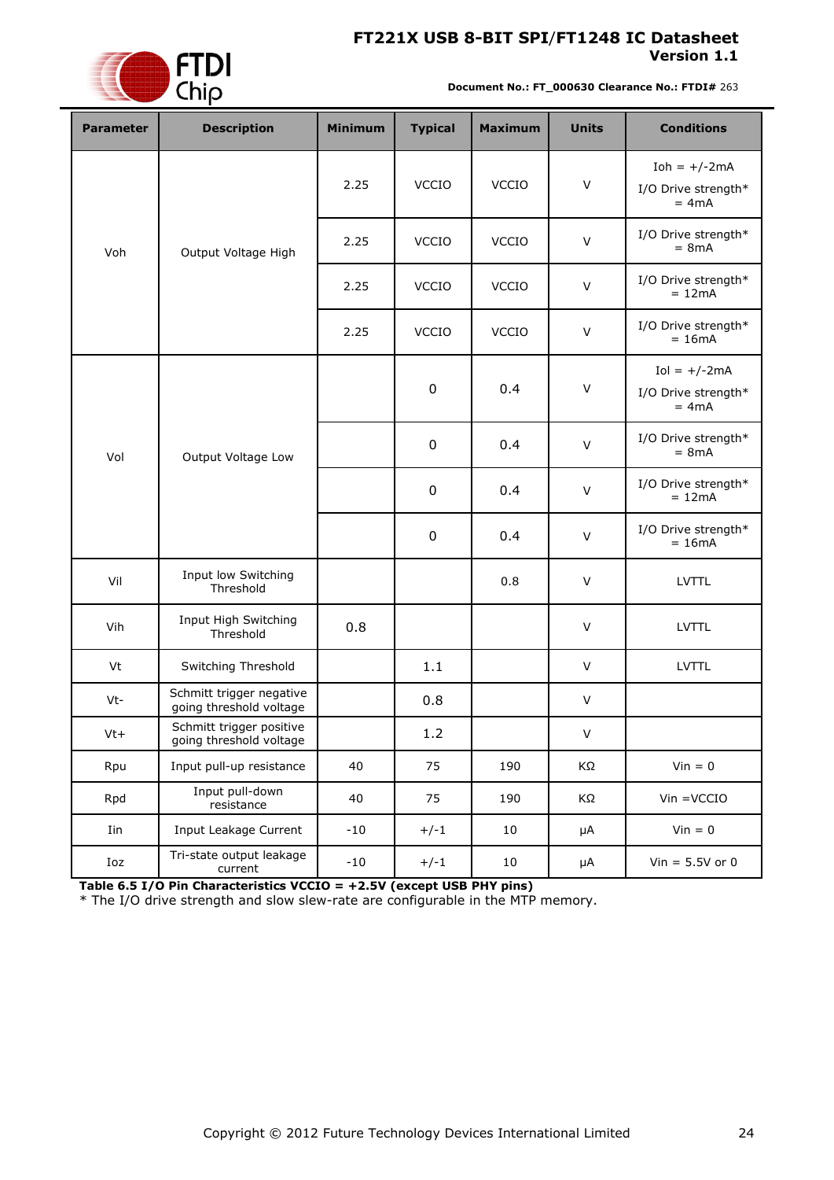| Parameter | Description | Minimum | Typical | Maximum | Units | Conditions |
|---|---|---|---|---|---|---|
| Voh | Output Voltage High | 2.25 | VCCIO | VCCIO | V | Ioh = +/-2mA I/O Drive strength* = 4mA |
| | | 2.25 | VCCIO | VCCIO | V | I/O Drive strength* = 8mA |
| | | 2.25 | VCCIO | VCCIO | V | I/O Drive strength* = 12mA |
| | | 2.25 | VCCIO | VCCIO | V | I/O Drive strength* = 16mA |
| Vol | Output Voltage Low | | 0 | 0.4 | V | Iol = +/-2mA I/O Drive strength* = 4mA |
| | | | 0 | 0.4 | V | I/O Drive strength* = 8mA |
| | | | 0 | 0.4 | V | I/O Drive strength* = 12mA |
| | | | 0 | 0.4 | V | I/O Drive strength* = 16mA |
| Vil | Input low Switching Threshold | | | 0.8 | V | LVTTL |
| Vih | Input High Switching Threshold | 0.8 | | | V | LVTTL |
| Vt | Switching Threshold | | 1.1 | | V | LVTTL |
| Vt- | Schmitt trigger negative going threshold voltage | | 0.8 | | V | |
| Vt+ | Schmitt trigger positive going threshold voltage | | 1.2 | | V | |
| Rpu | Input pull-up resistance | 40 | 75 | 190 | KΩ | Vin = 0 |
| Rpd | Input pull-down resistance | 40 | 75 | 190 | KΩ | Vin =VCCIO |
| Iin | Input Leakage Current | -10 | +/-1 | 10 | μA | Vin = 0 |
| Ioz | Tri-state output leakage current | -10 | +/-1 | 10 | μA | Vin = 5.5V or 0 |

**Table 6.5 I/O Pin Characteristics VCCIO = +2.5V (except USB PHY pins)**

* The I/O drive strength and slow slew-rate are configurable in the MTP memory.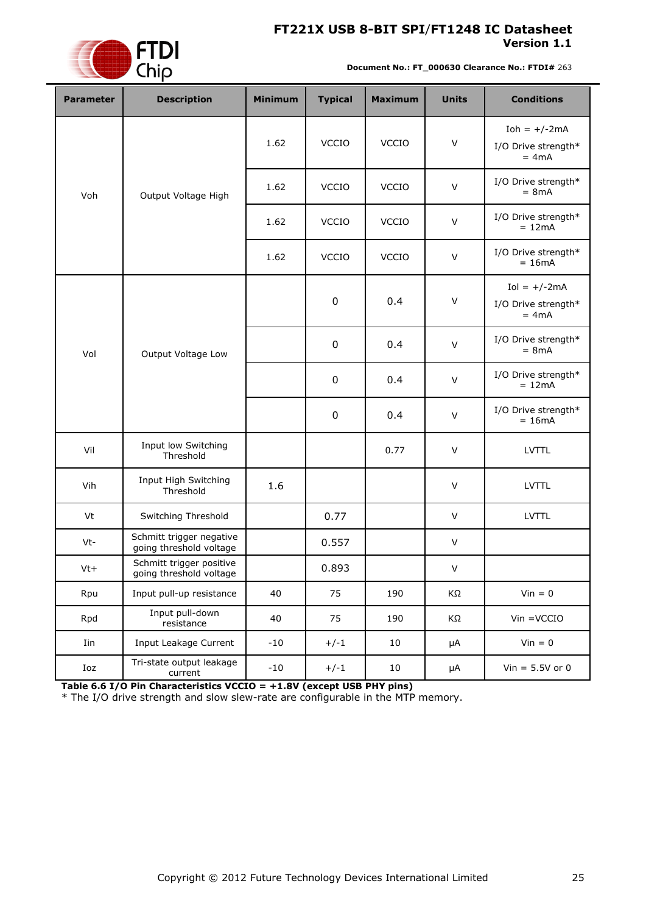| Parameter | Description | Minimum | Typical | Maximum | Units | Conditions |
|---|---|---|---|---|---|---|
| Voh | Output Voltage High | 1.62 | VCCIO | VCCIO | V | Ioh = +/-2mA I/O Drive strength* = 4mA |
| | | 1.62 | VCCIO | VCCIO | V | I/O Drive strength* = 8mA |
| | | 1.62 | VCCIO | VCCIO | V | I/O Drive strength* = 12mA |
| | | 1.62 | VCCIO | VCCIO | V | I/O Drive strength* = 16mA |
| Vol | Output Voltage Low | | 0 | 0.4 | V | Iol = +/-2mA I/O Drive strength* = 4mA |
| | | | 0 | 0.4 | V | I/O Drive strength* = 8mA |
| | | | 0 | 0.4 | V | I/O Drive strength* = 12mA |
| | | | 0 | 0.4 | V | I/O Drive strength* = 16mA |
| Vil | Input low Switching Threshold | | | 0.77 | V | LVTTL |
| Vih | Input High Switching Threshold | 1.6 | | | V | LVTTL |
| Vt | Switching Threshold | | 0.77 | | V | LVTTL |
| Vt- | Schmitt trigger negative going threshold voltage | | 0.557 | | V | |
| Vt+ | Schmitt trigger positive going threshold voltage | | 0.893 | | V | |
| Rpu | Input pull-up resistance | 40 | 75 | 190 | KΩ | Vin = 0 |
| Rpd | Input pull-down resistance | 40 | 75 | 190 | KΩ | Vin =VCCIO |
| Iin | Input Leakage Current | -10 | +/-1 | 10 | μA | Vin = 0 |
| Ioz | Tri-state output leakage current | -10 | +/-1 | 10 | μA | Vin = 5.5V or 0 |

**Table 6.6 I/O Pin Characteristics VCCIO = +1.8V (except USB PHY pins)**

* The I/O drive strength and slow slew-rate are configurable in the MTP memory.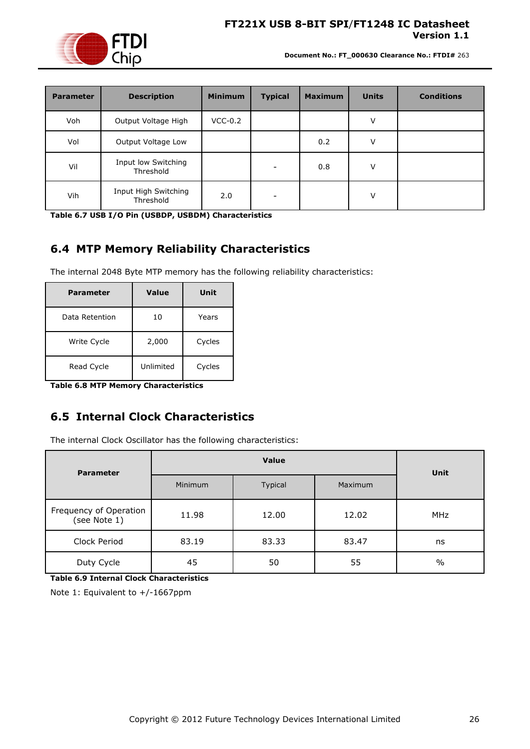| Parameter | Description | Minimum | Typical | Maximum | Units | Conditions |
|---|---|---|---|---|---|---|
| Voh | Output Voltage High | VCC-0.2 | | | V | |
| Vol | Output Voltage Low | | | 0.2 | V | |
| Vil | Input low Switching Threshold | | - | 0.8 | V | |
| Vih | Input High Switching Threshold | 2.0 | - | | V | |

**Table 6.7 USB I/O Pin (USBDP, USBDM) Characteristics**

## 6.4 MTP Memory Reliability Characteristics

The internal 2048 Byte MTP memory has the following reliability characteristics:

| Parameter | Value | Unit |
|---|---|---|
| Data Retention | 10 | Years |
| Write Cycle | 2,000 | Cycles |
| Read Cycle | Unlimited | Cycles |

**Table 6.8 MTP Memory Characteristics**

## 6.5 Internal Clock Characteristics

The internal Clock Oscillator has the following characteristics:

| Parameter | Value | | | Unit |
|---|---|---|---|---|
| | Minimum | Typical | Maximum | |
| Frequency of Operation (see Note 1) | 11.98 | 12.00 | 12.02 | MHz |
| Clock Period | 83.19 | 83.33 | 83.47 | ns |
| Duty Cycle | 45 | 50 | 55 | % |

**Table 6.9 Internal Clock Characteristics**

Note 1: Equivalent to +/-1667ppm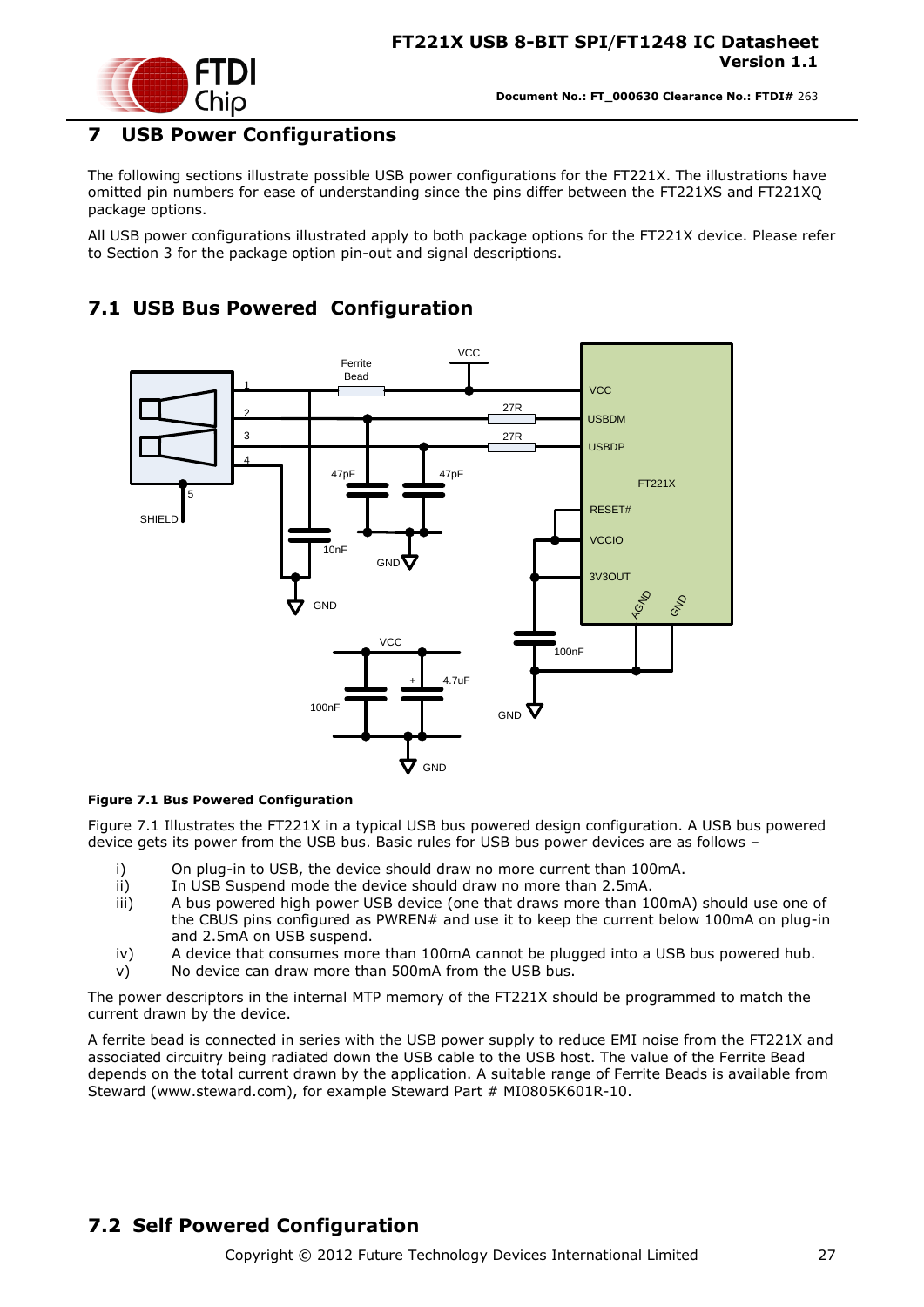# 7 USB Power Configurations

The following sections illustrate possible USB power configurations for the FT221X. The illustrations have omitted pin numbers for ease of understanding since the pins differ between the FT221XS and FT221XQ package options.

All USB power configurations illustrated apply to both package options for the FT221X device. Please refer to Section 3 for the package option pin-out and signal descriptions.

## 7.1 USB Bus Powered Configuration

**Figure 7.1 Bus Powered Configuration**

Figure 7.1 Illustrates the FT221X in a typical USB bus powered design configuration. A USB bus powered device gets its power from the USB bus. Basic rules for USB bus power devices are as follows –

i) On plug-in to USB, the device should draw no more current than 100mA.
ii) In USB Suspend mode the device should draw no more than 2.5mA.
iii) A bus powered high power USB device (one that draws more than 100mA) should use one of the CBUS pins configured as PWREN# and use it to keep the current below 100mA on plug-in and 2.5mA on USB suspend.
iv) A device that consumes more than 100mA cannot be plugged into a USB bus powered hub.
v) No device can draw more than 500mA from the USB bus.

The power descriptors in the internal MTP memory of the FT221X should be programmed to match the current drawn by the device.

A ferrite bead is connected in series with the USB power supply to reduce EMI noise from the FT221X and associated circuitry being radiated down the USB cable to the USB host. The value of the Ferrite Bead depends on the total current drawn by the application. A suitable range of Ferrite Beads is available from Steward (www.steward.com), for example Steward Part # MI0805K601R-10.

## 7.2 Self Powered Configuration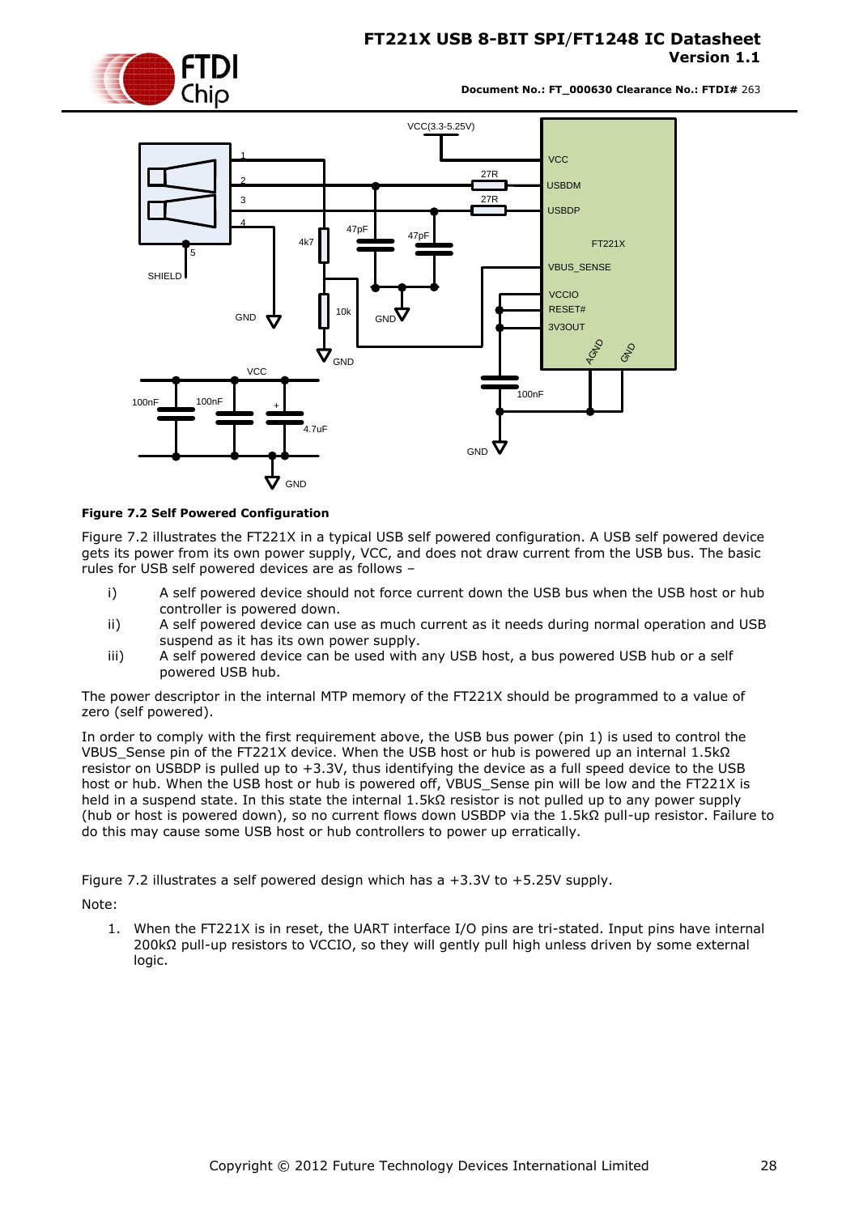**Figure 7.2 Self Powered Configuration**

Figure 7.2 illustrates the FT221X in a typical USB self powered configuration. A USB self powered device gets its power from its own power supply, VCC, and does not draw current from the USB bus. The basic rules for USB self powered devices are as follows –

i) A self powered device should not force current down the USB bus when the USB host or hub controller is powered down.

ii) A self powered device can use as much current as it needs during normal operation and USB suspend as it has its own power supply.

iii) A self powered device can be used with any USB host, a bus powered USB hub or a self powered USB hub.

The power descriptor in the internal MTP memory of the FT221X should be programmed to a value of zero (self powered).

In order to comply with the first requirement above, the USB bus power (pin 1) is used to control the VBUS_Sense pin of the FT221X device. When the USB host or hub is powered up an internal 1.5kΩ resistor on USBDP is pulled up to +3.3V, thus identifying the device as a full speed device to the USB host or hub. When the USB host or hub is powered off, VBUS_Sense pin will be low and the FT221X is held in a suspend state. In this state the internal 1.5kΩ resistor is not pulled up to any power supply (hub or host is powered down), so no current flows down USBDP via the 1.5kΩ pull-up resistor. Failure to do this may cause some USB host or hub controllers to power up erratically.

Figure 7.2 illustrates a self powered design which has a +3.3V to +5.25V supply.

Note:

1. When the FT221X is in reset, the UART interface I/O pins are tri-stated. Input pins have internal 200kΩ pull-up resistors to VCCIO, so they will gently pull high unless driven by some external logic.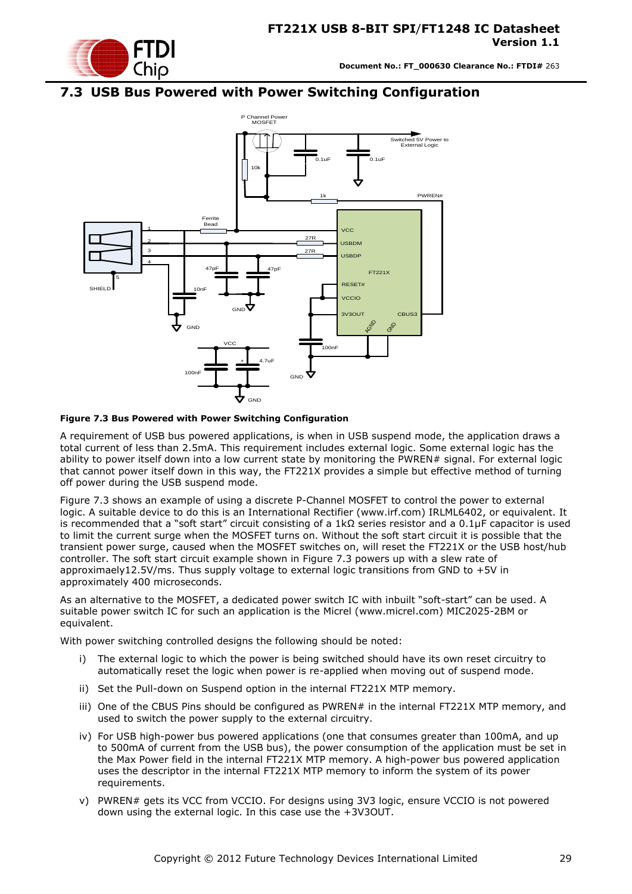## 7.3 USB Bus Powered with Power Switching Configuration

**Figure 7.3 Bus Powered with Power Switching Configuration**

A requirement of USB bus powered applications, is when in USB suspend mode, the application draws a total current of less than 2.5mA. This requirement includes external logic. Some external logic has the ability to power itself down into a low current state by monitoring the PWREN# signal. For external logic that cannot power itself down in this way, the FT221X provides a simple but effective method of turning off power during the USB suspend mode.

Figure 7.3 shows an example of using a discrete P-Channel MOSFET to control the power to external logic. A suitable device to do this is an International Rectifier (www.irf.com) IRLML6402, or equivalent. It is recommended that a "soft start" circuit consisting of a 1kΩ series resistor and a 0.1μF capacitor is used to limit the current surge when the MOSFET turns on. Without the soft start circuit it is possible that the transient power surge, caused when the MOSFET switches on, will reset the FT221X or the USB host/hub controller. The soft start circuit example shown in Figure 7.3 powers up with a slew rate of approximaely12.5V/ms. Thus supply voltage to external logic transitions from GND to +5V in approximately 400 microseconds.

As an alternative to the MOSFET, a dedicated power switch IC with inbuilt "soft-start" can be used. A suitable power switch IC for such an application is the Micrel (www.micrel.com) MIC2025-2BM or equivalent.

With power switching controlled designs the following should be noted:

i) The external logic to which the power is being switched should have its own reset circuitry to automatically reset the logic when power is re-applied when moving out of suspend mode.

ii) Set the Pull-down on Suspend option in the internal FT221X MTP memory.

iii) One of the CBUS Pins should be configured as PWREN# in the internal FT221X MTP memory, and used to switch the power supply to the external circuitry.

iv) For USB high-power bus powered applications (one that consumes greater than 100mA, and up to 500mA of current from the USB bus), the power consumption of the application must be set in the Max Power field in the internal FT221X MTP memory. A high-power bus powered application uses the descriptor in the internal FT221X MTP memory to inform the system of its power requirements.

v) PWREN# gets its VCC from VCCIO. For designs using 3V3 logic, ensure VCCIO is not powered down using the external logic. In this case use the +3V3OUT.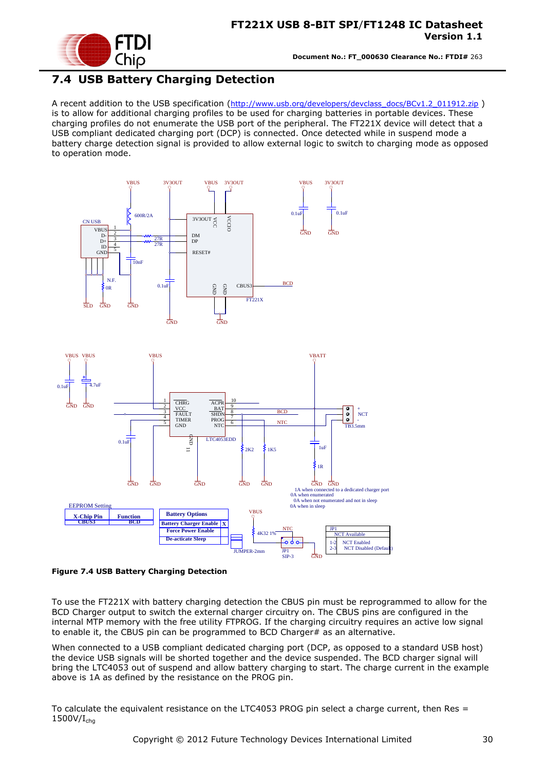## 7.4 USB Battery Charging Detection

A recent addition to the USB specification (http://www.usb.org/developers/devclass_docs/BCv1.2_011912.zip ) is to allow for additional charging profiles to be used for charging batteries in portable devices. These charging profiles do not enumerate the USB port of the peripheral. The FT221X device will detect that a USB compliant dedicated charging port (DCP) is connected. Once detected while in suspend mode a battery charge detection signal is provided to allow external logic to switch to charging mode as opposed to operation mode.

**Figure 7.4 USB Battery Charging Detection**

To use the FT221X with battery charging detection the CBUS pin must be reprogrammed to allow for the BCD Charger output to switch the external charger circuitry on. The CBUS pins are configured in the internal MTP memory with the free utility FTPROG. If the charging circuitry requires an active low signal to enable it, the CBUS pin can be programmed to BCD Charger# as an alternative.

When connected to a USB compliant dedicated charging port (DCP, as opposed to a standard USB host) the device USB signals will be shorted together and the device suspended. The BCD charger signal will bring the LTC4053 out of suspend and allow battery charging to start. The charge current in the example above is 1A as defined by the resistance on the PROG pin.

To calculate the equivalent resistance on the LTC4053 PROG pin select a charge current, then Res = $1500V/I_{chg}$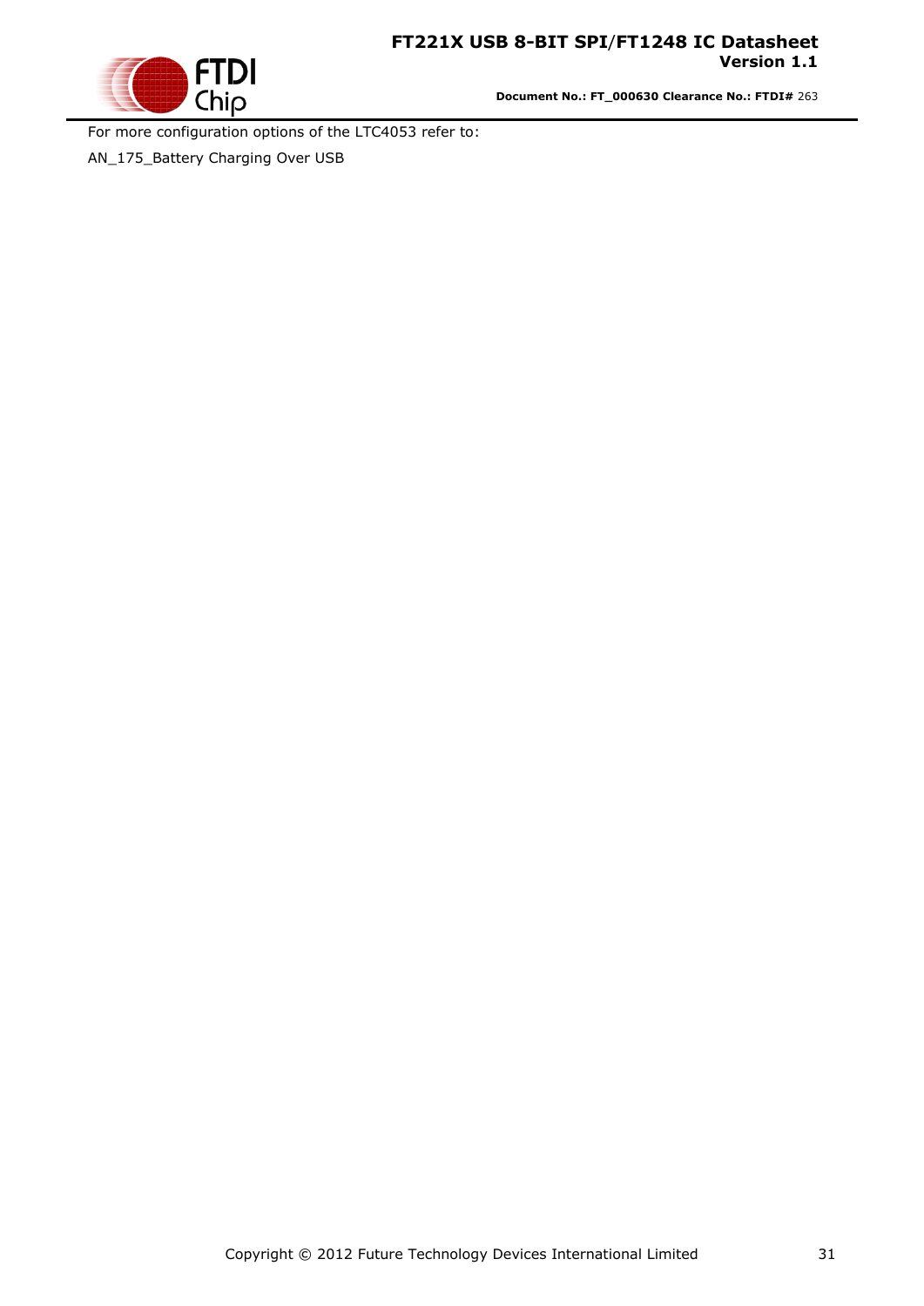For more configuration options of the LTC4053 refer to:

AN_175_Battery Charging Over USB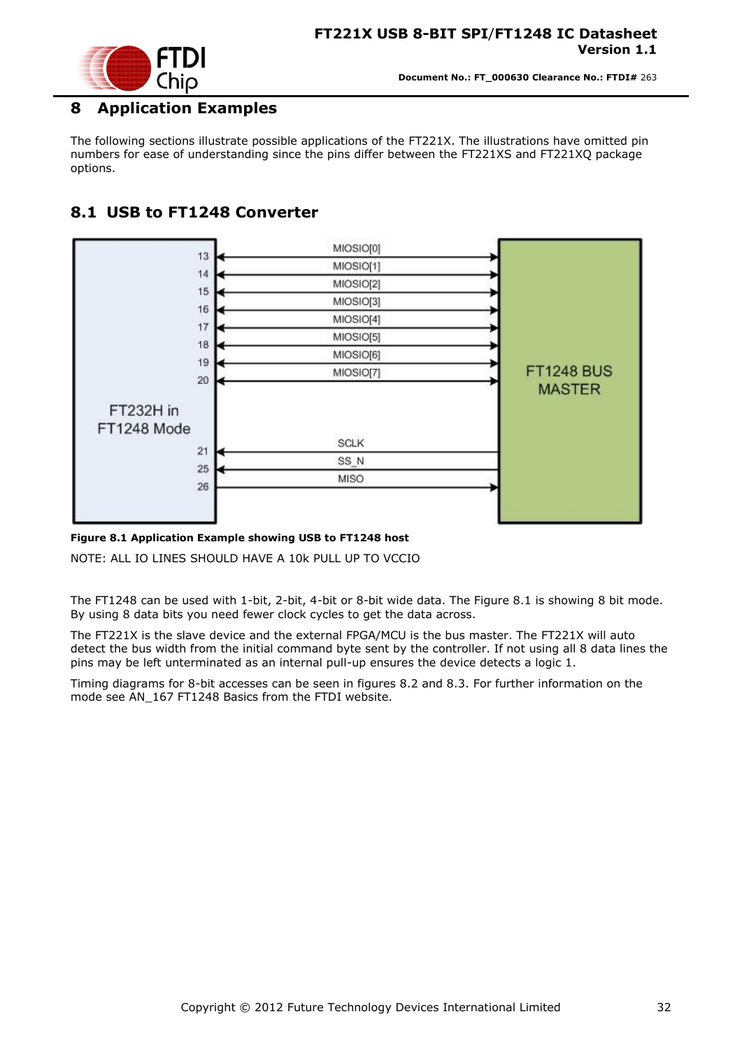# 8 Application Examples

The following sections illustrate possible applications of the FT221X. The illustrations have omitted pin numbers for ease of understanding since the pins differ between the FT221XS and FT221XQ package options.

## 8.1 USB to FT1248 Converter

**Figure 8.1 Application Example showing USB to FT1248 host**

NOTE: ALL IO LINES SHOULD HAVE A 10k PULL UP TO VCCIO

The FT1248 can be used with 1-bit, 2-bit, 4-bit or 8-bit wide data. The Figure 8.1 is showing 8 bit mode. By using 8 data bits you need fewer clock cycles to get the data across.

The FT221X is the slave device and the external FPGA/MCU is the bus master. The FT221X will auto detect the bus width from the initial command byte sent by the controller. If not using all 8 data lines the pins may be left unterminated as an internal pull-up ensures the device detects a logic 1.

Timing diagrams for 8-bit accesses can be seen in figures 8.2 and 8.3. For further information on the mode see AN_167 FT1248 Basics from the FTDI website.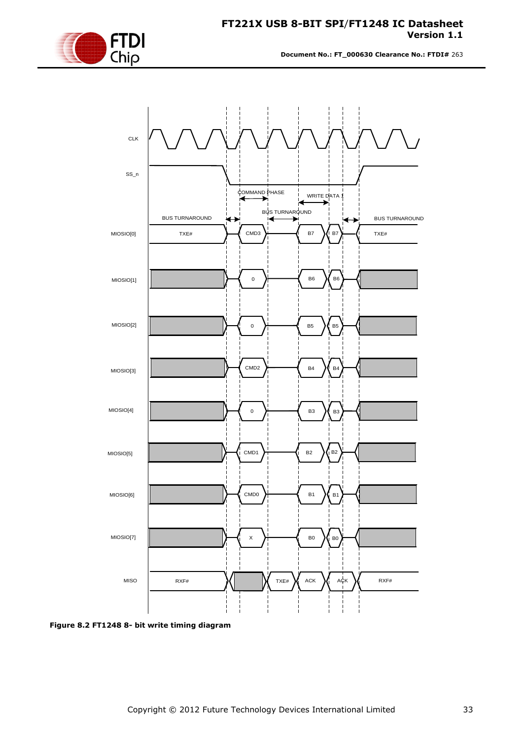**Figure 8.2 FT1248 8- bit write timing diagram**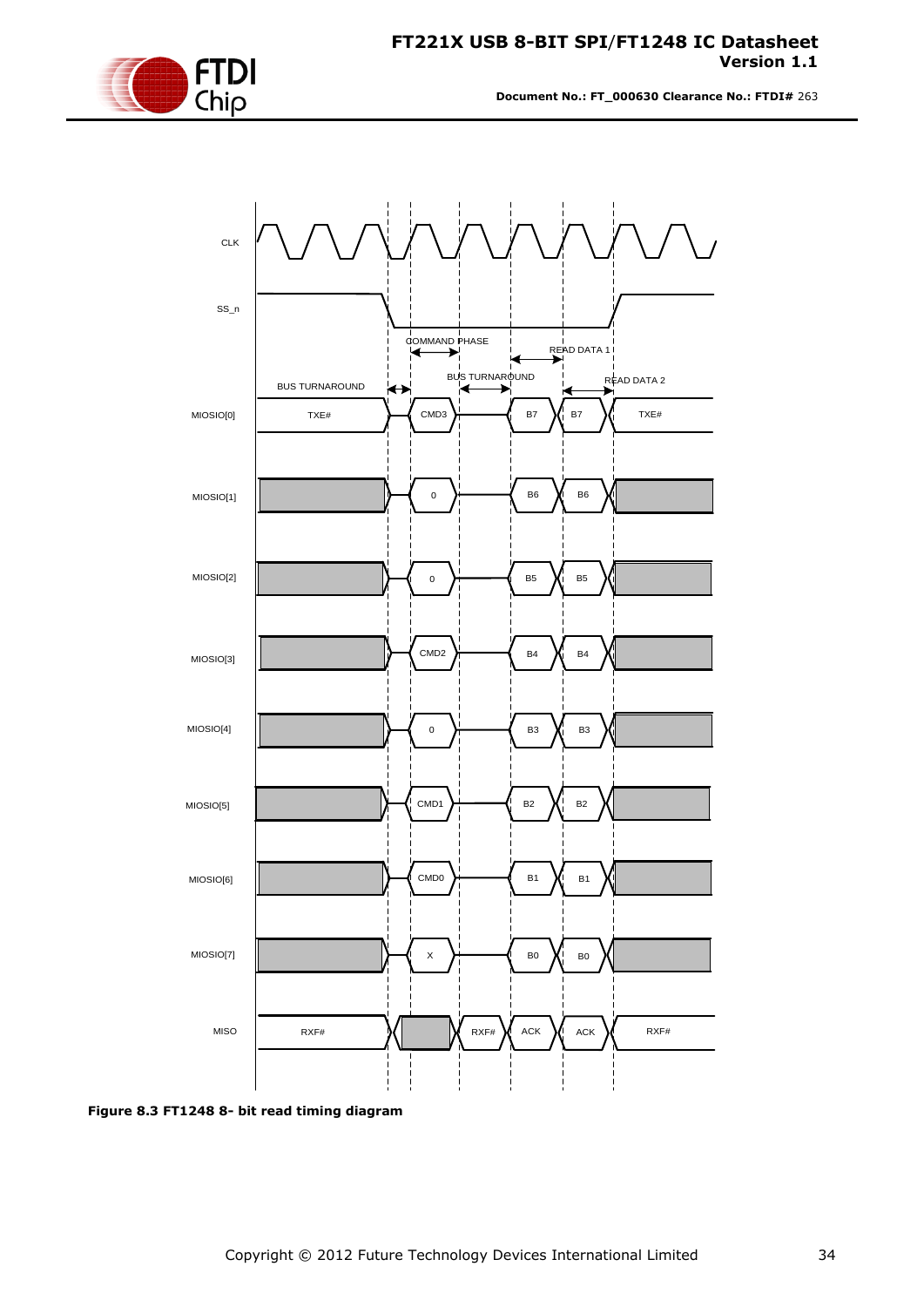Figure 8.3 FT1248 8- bit read timing diagram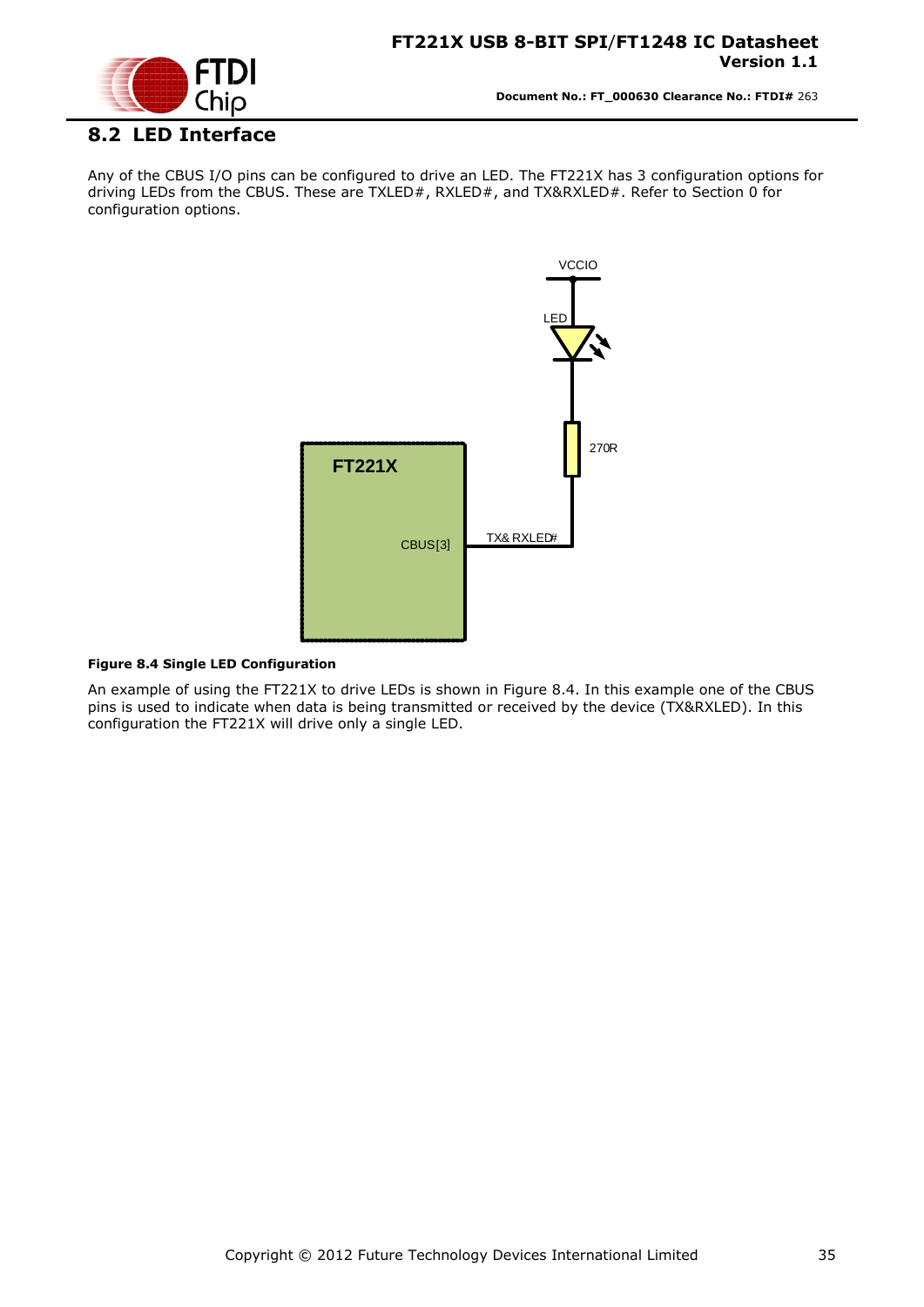## 8.2 LED Interface

Any of the CBUS I/O pins can be configured to drive an LED. The FT221X has 3 configuration options for driving LEDs from the CBUS. These are TXLED#, RXLED#, and TX&RXLED#. Refer to Section 0 for configuration options.

**Figure 8.4 Single LED Configuration**

An example of using the FT221X to drive LEDs is shown in Figure 8.4. In this example one of the CBUS pins is used to indicate when data is being transmitted or received by the device (TX&RXLED). In this configuration the FT221X will drive only a single LED.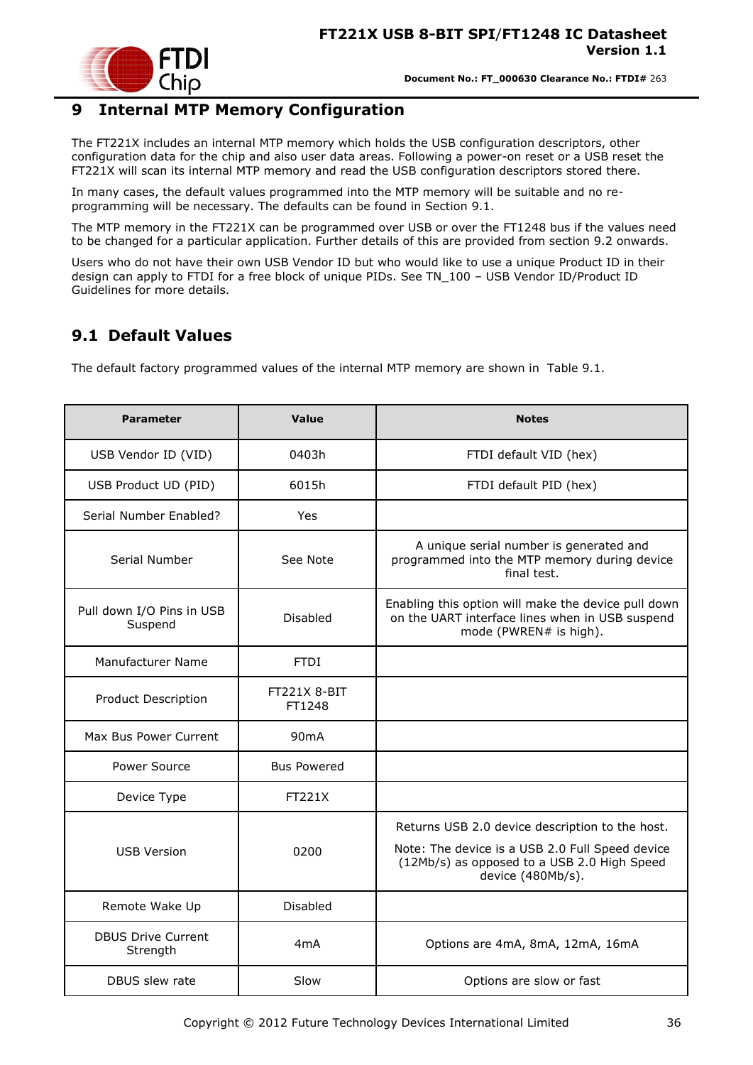# 9 Internal MTP Memory Configuration

The FT221X includes an internal MTP memory which holds the USB configuration descriptors, other configuration data for the chip and also user data areas. Following a power-on reset or a USB reset the FT221X will scan its internal MTP memory and read the USB configuration descriptors stored there.

In many cases, the default values programmed into the MTP memory will be suitable and no re-programming will be necessary. The defaults can be found in Section 9.1.

The MTP memory in the FT221X can be programmed over USB or over the FT1248 bus if the values need to be changed for a particular application. Further details of this are provided from section 9.2 onwards.

Users who do not have their own USB Vendor ID but who would like to use a unique Product ID in their design can apply to FTDI for a free block of unique PIDs. See TN_100 – USB Vendor ID/Product ID Guidelines for more details.

## 9.1 Default Values

The default factory programmed values of the internal MTP memory are shown in Table 9.1.

| Parameter | Value | Notes |
|---|---|---|
| USB Vendor ID (VID) | 0403h | FTDI default VID (hex) |
| USB Product UD (PID) | 6015h | FTDI default PID (hex) |
| Serial Number Enabled? | Yes | |
| Serial Number | See Note | A unique serial number is generated and programmed into the MTP memory during device final test. |
| Pull down I/O Pins in USB Suspend | Disabled | Enabling this option will make the device pull down on the UART interface lines when in USB suspend mode (PWREN# is high). |
| Manufacturer Name | FTDI | |
| Product Description | FT221X 8-BIT FT1248 | |
| Max Bus Power Current | 90mA | |
| Power Source | Bus Powered | |
| Device Type | FT221X | |
| USB Version | 0200 | Returns USB 2.0 device description to the host.<br><br>Note: The device is a USB 2.0 Full Speed device (12Mb/s) as opposed to a USB 2.0 High Speed device (480Mb/s). |
| Remote Wake Up | Disabled | |
| DBUS Drive Current Strength | 4mA | Options are 4mA, 8mA, 12mA, 16mA |
| DBUS slew rate | Slow | Options are slow or fast |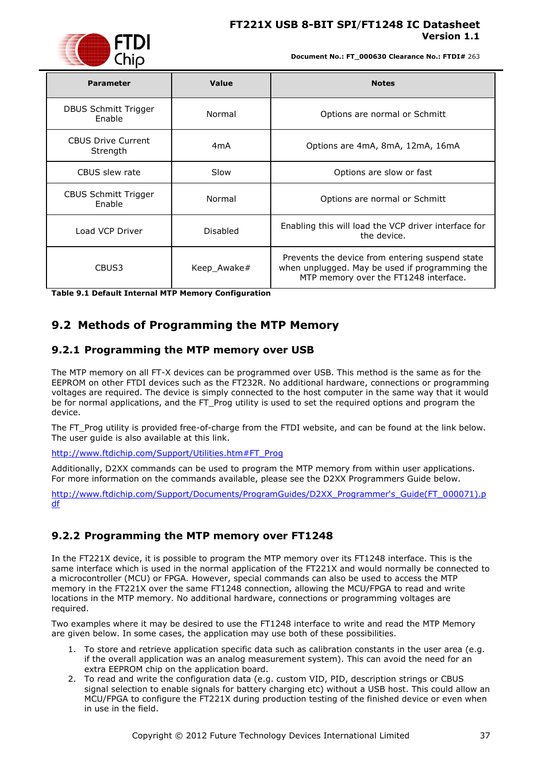| Parameter | Value | Notes |
|---|---|---|
| DBUS Schmitt Trigger Enable | Normal | Options are normal or Schmitt |
| CBUS Drive Current Strength | 4mA | Options are 4mA, 8mA, 12mA, 16mA |
| CBUS slew rate | Slow | Options are slow or fast |
| CBUS Schmitt Trigger Enable | Normal | Options are normal or Schmitt |
| Load VCP Driver | Disabled | Enabling this will load the VCP driver interface for the device. |
| CBUS3 | Keep_Awake# | Prevents the device from entering suspend state when unplugged. May be used if programming the MTP memory over the FT1248 interface. |

**Table 9.1 Default Internal MTP Memory Configuration**

## 9.2 Methods of Programming the MTP Memory

### 9.2.1 Programming the MTP memory over USB

The MTP memory on all FT-X devices can be programmed over USB. This method is the same as for the EEPROM on other FTDI devices such as the FT232R. No additional hardware, connections or programming voltages are required. The device is simply connected to the host computer in the same way that it would be for normal applications, and the FT_Prog utility is used to set the required options and program the device.

The FT_Prog utility is provided free-of-charge from the FTDI website, and can be found at the link below. The user guide is also available at this link.

http://www.ftdichip.com/Support/Utilities.htm#FT_Prog

Additionally, D2XX commands can be used to program the MTP memory from within user applications. For more information on the commands available, please see the D2XX Programmers Guide below.

http://www.ftdichip.com/Support/Documents/ProgramGuides/D2XX_Programmer's_Guide(FT_000071).pdf

### 9.2.2 Programming the MTP memory over FT1248

In the FT221X device, it is possible to program the MTP memory over its FT1248 interface. This is the same interface which is used in the normal application of the FT221X and would normally be connected to a microcontroller (MCU) or FPGA. However, special commands can also be used to access the MTP memory in the FT221X over the same FT1248 connection, allowing the MCU/FPGA to read and write locations in the MTP memory. No additional hardware, connections or programming voltages are required.

Two examples where it may be desired to use the FT1248 interface to write and read the MTP Memory are given below. In some cases, the application may use both of these possibilities.

1. To store and retrieve application specific data such as calibration constants in the user area (e.g. if the overall application was an analog measurement system). This can avoid the need for an extra EEPROM chip on the application board.
2. To read and write the configuration data (e.g. custom VID, PID, description strings or CBUS signal selection to enable signals for battery charging etc) without a USB host. This could allow an MCU/FPGA to configure the FT221X during production testing of the finished device or even when in use in the field.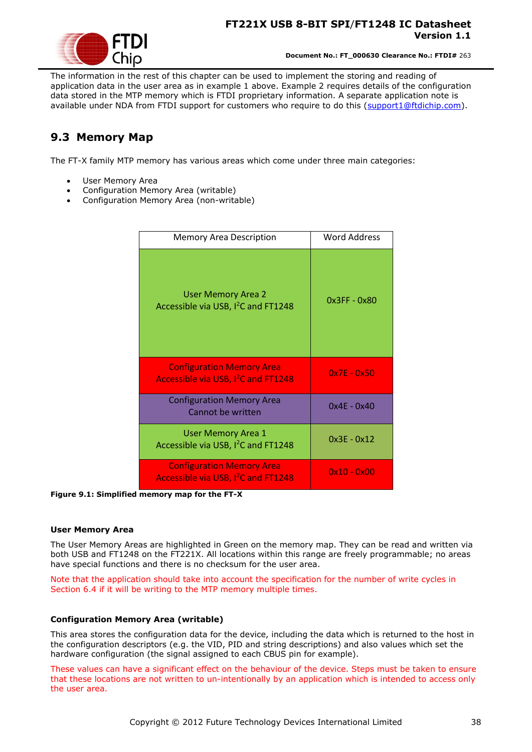The information in the rest of this chapter can be used to implement the storing and reading of application data in the user area as in example 1 above. Example 2 requires details of the configuration data stored in the MTP memory which is FTDI proprietary information. A separate application note is available under NDA from FTDI support for customers who require to do this (support1@ftdichip.com).

## 9.3 Memory Map

The FT-X family MTP memory has various areas which come under three main categories:

- User Memory Area
- Configuration Memory Area (writable)
- Configuration Memory Area (non-writable)

| Memory Area Description | Word Address |
|---|---|
| User Memory Area 2<br>Accessible via USB, I²C and FT1248 | 0x3FF - 0x80 |
| Configuration Memory Area<br>Accessible via USB, I²C and FT1248 | 0x7E - 0x50 |
| Configuration Memory Area<br>Cannot be written | 0x4E - 0x40 |
| User Memory Area 1<br>Accessible via USB, I²C and FT1248 | 0x3E - 0x12 |
| Configuration Memory Area<br>Accessible via USB, I²C and FT1248 | 0x10 - 0x00 |

**Figure 9.1: Simplified memory map for the FT-X**

**User Memory Area**

The User Memory Areas are highlighted in Green on the memory map. They can be read and written via both USB and FT1248 on the FT221X. All locations within this range are freely programmable; no areas have special functions and there is no checksum for the user area.

Note that the application should take into account the specification for the number of write cycles in Section 6.4 if it will be writing to the MTP memory multiple times.

**Configuration Memory Area (writable)**

This area stores the configuration data for the device, including the data which is returned to the host in the configuration descriptors (e.g. the VID, PID and string descriptions) and also values which set the hardware configuration (the signal assigned to each CBUS pin for example).

These values can have a significant effect on the behaviour of the device. Steps must be taken to ensure that these locations are not written to un-intentionally by an application which is intended to access only the user area.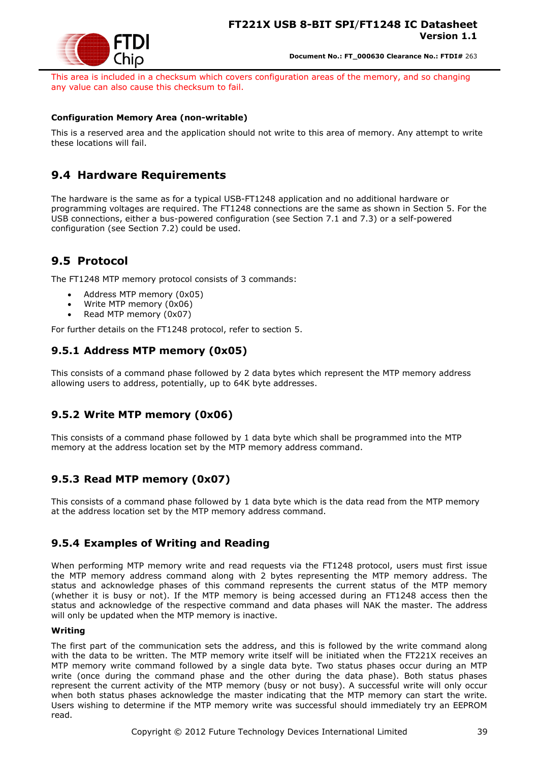This area is included in a checksum which covers configuration areas of the memory, and so changing any value can also cause this checksum to fail.

**Configuration Memory Area (non-writable)**

This is a reserved area and the application should not write to this area of memory. Any attempt to write these locations will fail.

## 9.4 Hardware Requirements

The hardware is the same as for a typical USB-FT1248 application and no additional hardware or programming voltages are required. The FT1248 connections are the same as shown in Section 5. For the USB connections, either a bus-powered configuration (see Section 7.1 and 7.3) or a self-powered configuration (see Section 7.2) could be used.

## 9.5 Protocol

The FT1248 MTP memory protocol consists of 3 commands:

- Address MTP memory (0x05)
- Write MTP memory (0x06)
- Read MTP memory (0x07)

For further details on the FT1248 protocol, refer to section 5.

### 9.5.1 Address MTP memory (0x05)

This consists of a command phase followed by 2 data bytes which represent the MTP memory address allowing users to address, potentially, up to 64K byte addresses.

### 9.5.2 Write MTP memory (0x06)

This consists of a command phase followed by 1 data byte which shall be programmed into the MTP memory at the address location set by the MTP memory address command.

### 9.5.3 Read MTP memory (0x07)

This consists of a command phase followed by 1 data byte which is the data read from the MTP memory at the address location set by the MTP memory address command.

### 9.5.4 Examples of Writing and Reading

When performing MTP memory write and read requests via the FT1248 protocol, users must first issue the MTP memory address command along with 2 bytes representing the MTP memory address. The status and acknowledge phases of this command represents the current status of the MTP memory (whether it is busy or not). If the MTP memory is being accessed during an FT1248 access then the status and acknowledge of the respective command and data phases will NAK the master. The address will only be updated when the MTP memory is inactive.

**Writing**

The first part of the communication sets the address, and this is followed by the write command along with the data to be written. The MTP memory write itself will be initiated when the FT221X receives an MTP memory write command followed by a single data byte. Two status phases occur during an MTP write (once during the command phase and the other during the data phase). Both status phases represent the current activity of the MTP memory (busy or not busy). A successful write will only occur when both status phases acknowledge the master indicating that the MTP memory can start the write. Users wishing to determine if the MTP memory write was successful should immediately try an EEPROM read.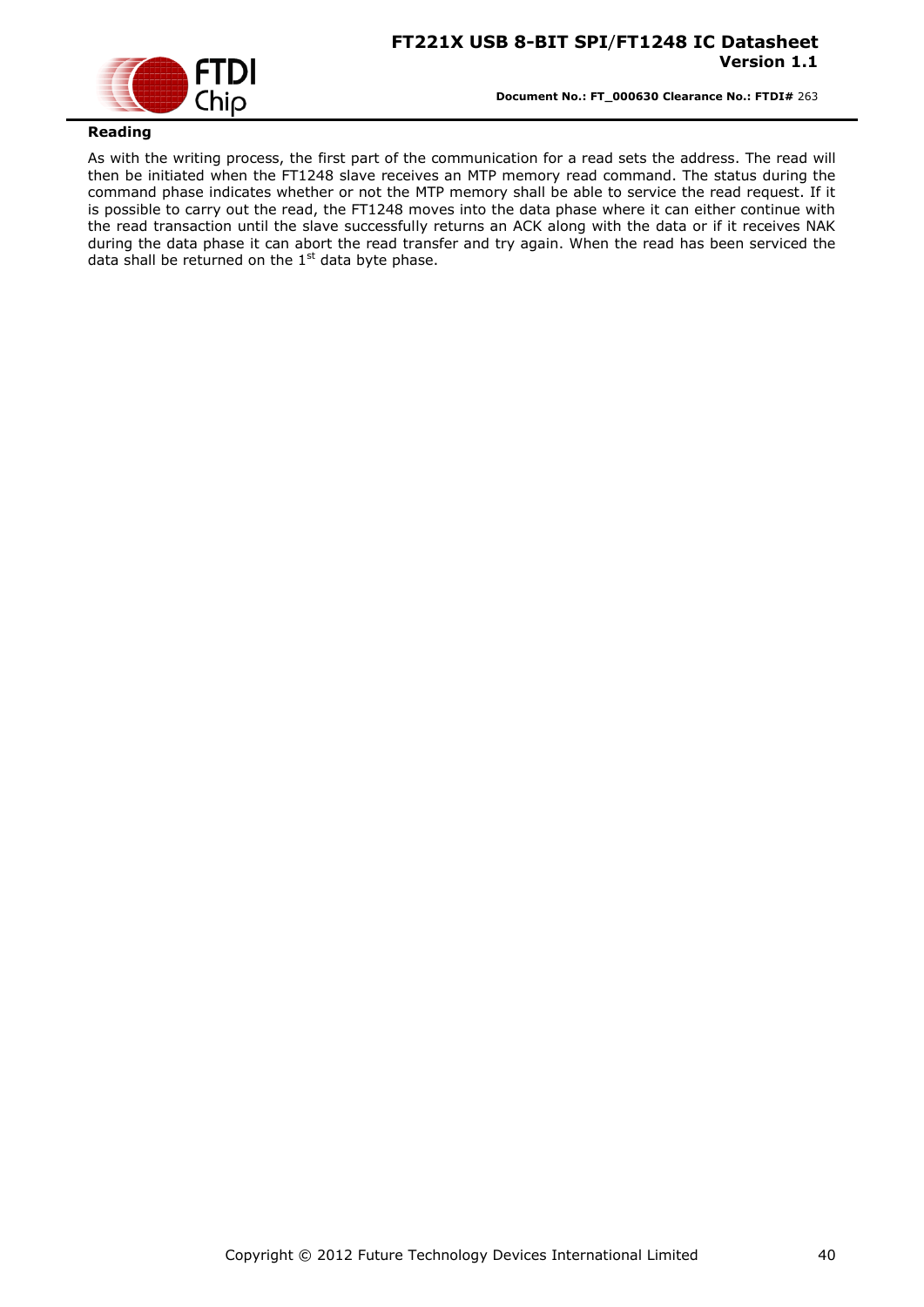**Reading**

As with the writing process, the first part of the communication for a read sets the address. The read will then be initiated when the FT1248 slave receives an MTP memory read command. The status during the command phase indicates whether or not the MTP memory shall be able to service the read request. If it is possible to carry out the read, the FT1248 moves into the data phase where it can either continue with the read transaction until the slave successfully returns an ACK along with the data or if it receives NAK during the data phase it can abort the read transfer and try again. When the read has been serviced the data shall be returned on the 1st data byte phase.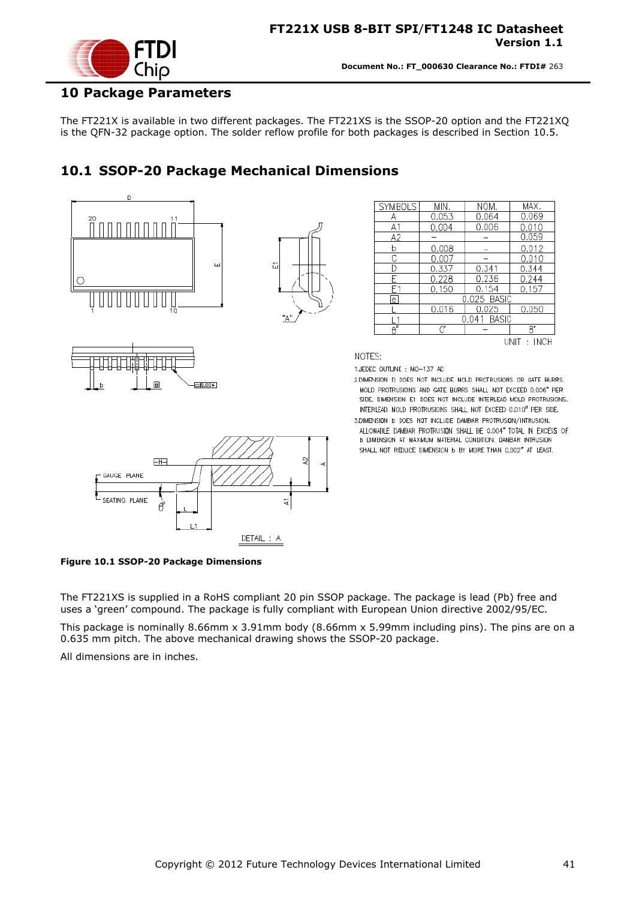# 10 Package Parameters

The FT221X is available in two different packages. The FT221XS is the SSOP-20 option and the FT221XQ is the QFN-32 package option. The solder reflow profile for both packages is described in Section 10.5.

## 10.1 SSOP-20 Package Mechanical Dimensions

| SYMBOLS | MIN. | NOM. | MAX. |
|---|---|---|---|
| A | 0.053 | 0.064 | 0.069 |
| A1 | 0.004 | 0.006 | 0.010 |
| A2 | – | – | 0.059 |
| b | 0.008 | – | 0.012 |
| C | 0.007 | – | 0.010 |
| D | 0.337 | 0.341 | 0.344 |
| E | 0.228 | 0.236 | 0.244 |
| E1 | 0.150 | 0.154 | 0.157 |
| e | 0.025 BASIC | | |
| L | 0.016 | 0.025 | 0.050 |
| L1 | 0.041 BASIC | | |
| θ° | 0° | – | 8° |

UNIT : INCH

NOTES:

1.JEDEC OUTLINE : MO-137 AD

2.DIMENSION D DOES NOT INCLUDE MOLD PROTRUSIONS OR GATE BURRS. MOLD PROTRUSIONS AND GATE BURRS SHALL NOT EXCEED 0.006" PER SIDE. DIMENSION E1 DOES NOT INCLUDE INTERLEAD MOLD PROTRUSIONS. INTERLEAD MOLD PROTRUSIONS SHALL NOT EXCEED 0.010" PER SIDE.

3.DIMENSION b DOES NOT INCLUDE DAMBAR PROTRUSION/INTRUSION. ALLOWABLE DAMBAR PROTRUSION SHALL BE 0.004" TOTAL IN EXCESS OF b DIMENSION AT MAXIMUM MATERIAL CONDITION. DAMBAR INTRUSION SHALL NOT REDUCE DIMENSION b BY MORE THAN 0.002" AT LEAST.

**Figure 10.1 SSOP-20 Package Dimensions**

The FT221XS is supplied in a RoHS compliant 20 pin SSOP package. The package is lead (Pb) free and uses a 'green' compound. The package is fully compliant with European Union directive 2002/95/EC.

This package is nominally 8.66mm x 3.91mm body (8.66mm x 5.99mm including pins). The pins are on a 0.635 mm pitch. The above mechanical drawing shows the SSOP-20 package.

All dimensions are in inches.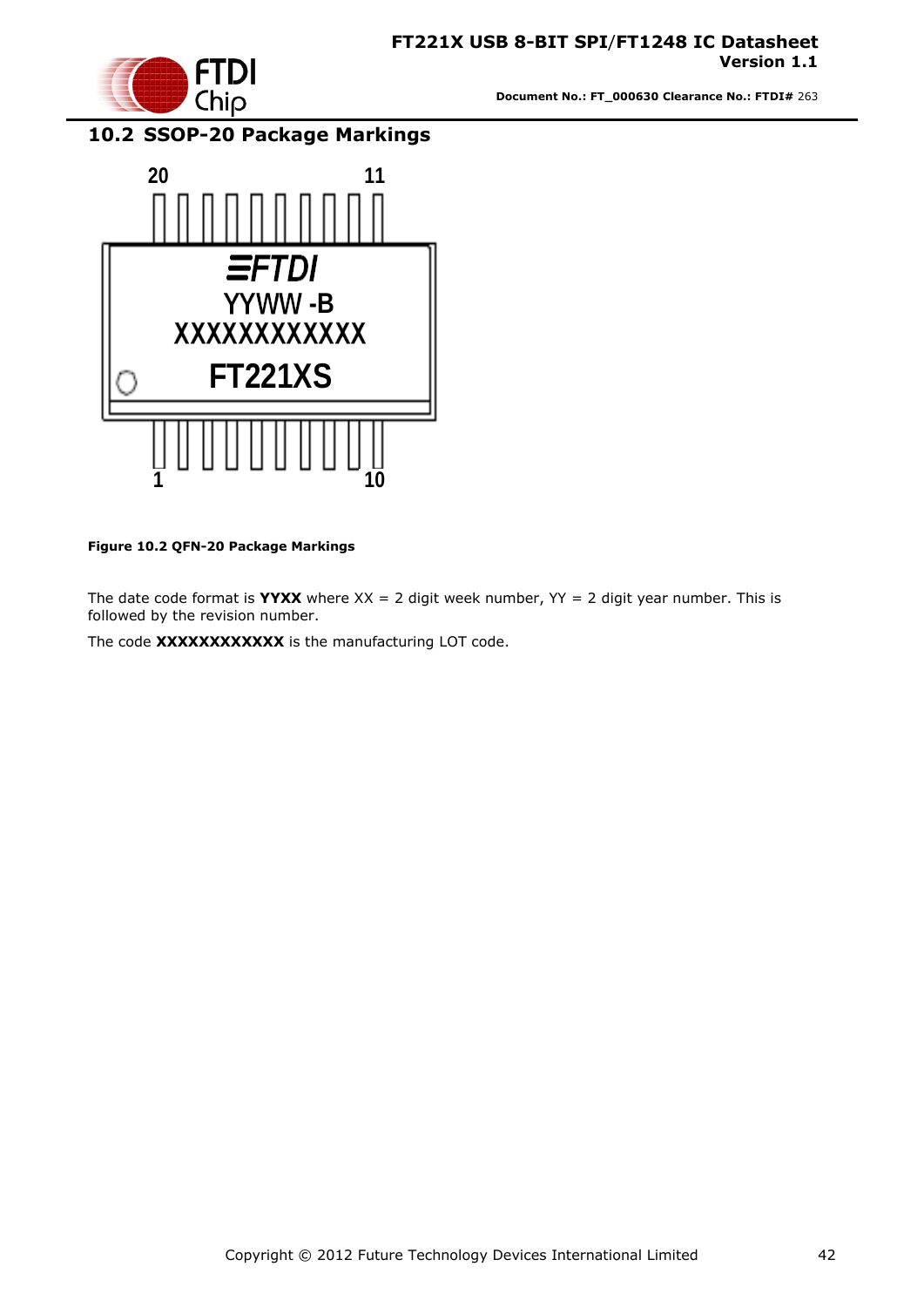## 10.2 SSOP-20 Package Markings

**Figure 10.2 QFN-20 Package Markings**

The date code format is **YYXX** where XX = 2 digit week number, YY = 2 digit year number. This is followed by the revision number.

The code **XXXXXXXXXXXX** is the manufacturing LOT code.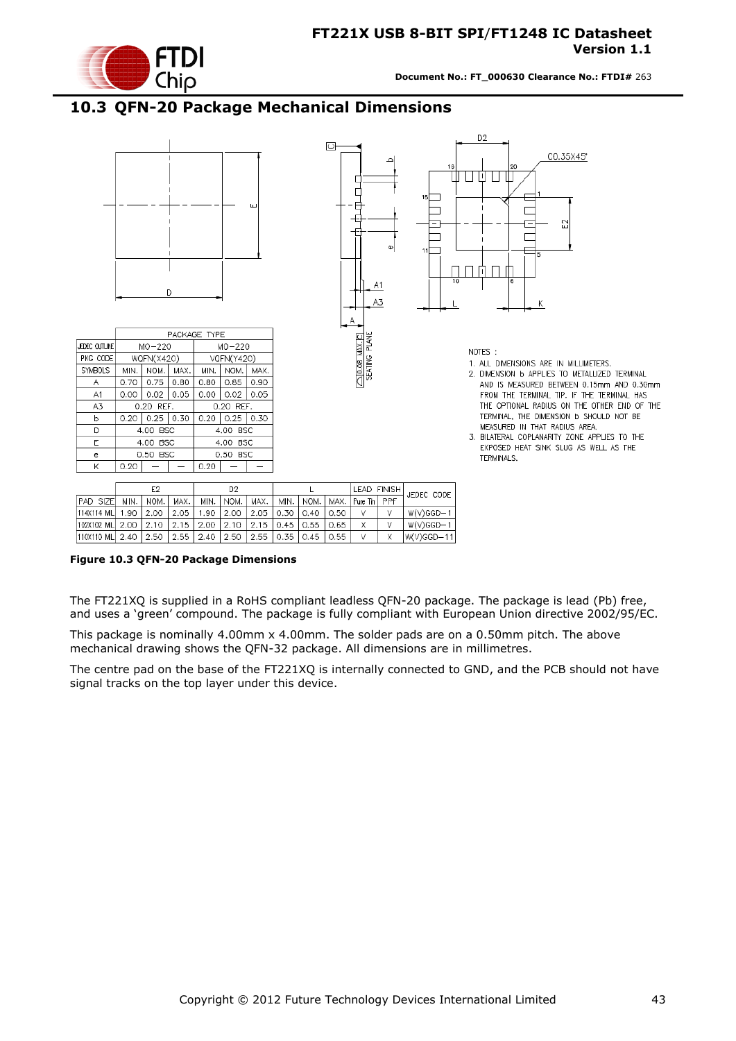## 10.3 QFN-20 Package Mechanical Dimensions

| | PACKAGE TYPE | | | | | |
|---|---|---|---|---|---|---|
| JEDEC OUTLINE | MO-220 | | | MO-220 | | |
| PKG CODE | WQFN(X420) | | | VQFN(Y420) | | |
| SYMBOLS | MIN. | NOM. | MAX. | MIN. | NOM. | MAX. |
| A | 0.70 | 0.75 | 0.80 | 0.80 | 0.85 | 0.90 |
| A1 | 0.00 | 0.02 | 0.05 | 0.00 | 0.02 | 0.05 |
| A3 | 0.20 REF. | | | 0.20 REF. | | |
| b | 0.20 | 0.25 | 0.30 | 0.20 | 0.25 | 0.30 |
| D | 4.00 BSC | | | 4.00 BSC | | |
| E | 4.00 BSC | | | 4.00 BSC | | |
| e | 0.50 BSC | | | 0.50 BSC | | |
| K | 0.20 | — | — | 0.20 | — | — |

| | E2 | | | D2 | | | L | | | LEAD FINISH | | JEDEC CODE |
|---|---|---|---|---|---|---|---|---|---|---|---|---|
| PAD SIZE | MIN. | NOM. | MAX. | MIN. | NOM. | MAX. | MIN. | NOM. | MAX. | Pure Tin | PPF | |
| 114X114 MIL | 1.90 | 2.00 | 2.05 | 1.90 | 2.00 | 2.05 | 0.30 | 0.40 | 0.50 | V | V | W(V)GGD-1 |
| 102X102 MIL | 2.00 | 2.10 | 2.15 | 2.00 | 2.10 | 2.15 | 0.45 | 0.55 | 0.65 | X | V | W(V)GGD-1 |
| 110X110 MIL | 2.40 | 2.50 | 2.55 | 2.40 | 2.50 | 2.55 | 0.35 | 0.45 | 0.55 | V | X | W(V)GGD-11 |

NOTES :

1. ALL DIMENSIONS ARE IN MILLIMETERS.
2. DIMENSION b APPLIES TO METALLIZED TERMINAL AND IS MEASURED BETWEEN 0.15mm AND 0.30mm FROM THE TERMINAL TIP. IF THE TERMINAL HAS THE OPTIONAL RADIUS ON THE OTHER END OF THE TERMINAL, THE DIMENSION b SHOULD NOT BE MEASURED IN THAT RADIUS AREA.
3. BILATERAL COPLANARITY ZONE APPLIES TO THE EXPOSED HEAT SINK SLUG AS WELL AS THE TERMINALS.

**Figure 10.3 QFN-20 Package Dimensions**

The FT221XQ is supplied in a RoHS compliant leadless QFN-20 package. The package is lead (Pb) free, and uses a 'green' compound. The package is fully compliant with European Union directive 2002/95/EC.

This package is nominally 4.00mm x 4.00mm. The solder pads are on a 0.50mm pitch. The above mechanical drawing shows the QFN-32 package. All dimensions are in millimetres.

The centre pad on the base of the FT221XQ is internally connected to GND, and the PCB should not have signal tracks on the top layer under this device.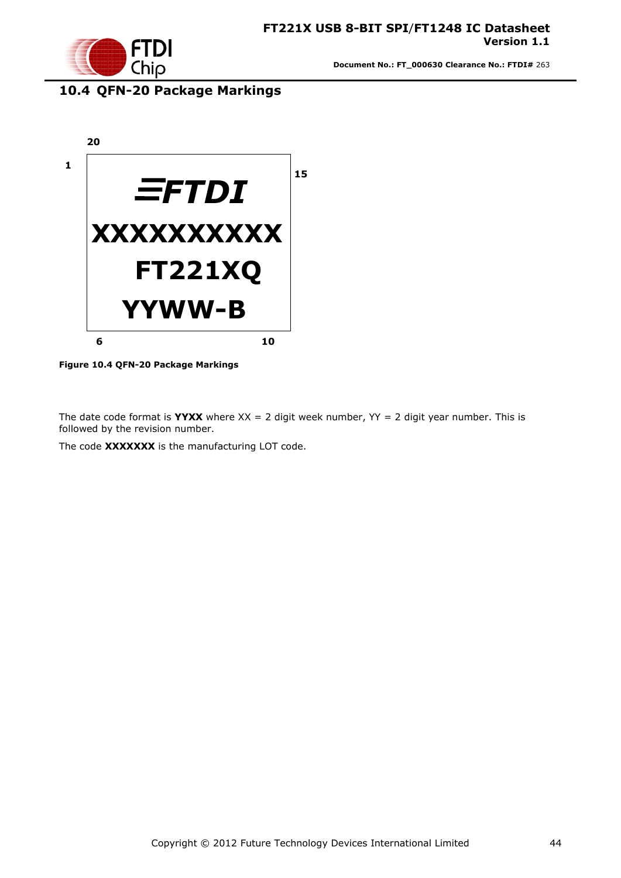## 10.4 QFN-20 Package Markings

20

1

15

FTDI

XXXXXXXXXX

FT221XQ

YYWW-B

6

10

**Figure 10.4 QFN-20 Package Markings**

The date code format is **YYXX** where XX = 2 digit week number, YY = 2 digit year number. This is followed by the revision number.

The code **XXXXXXX** is the manufacturing LOT code.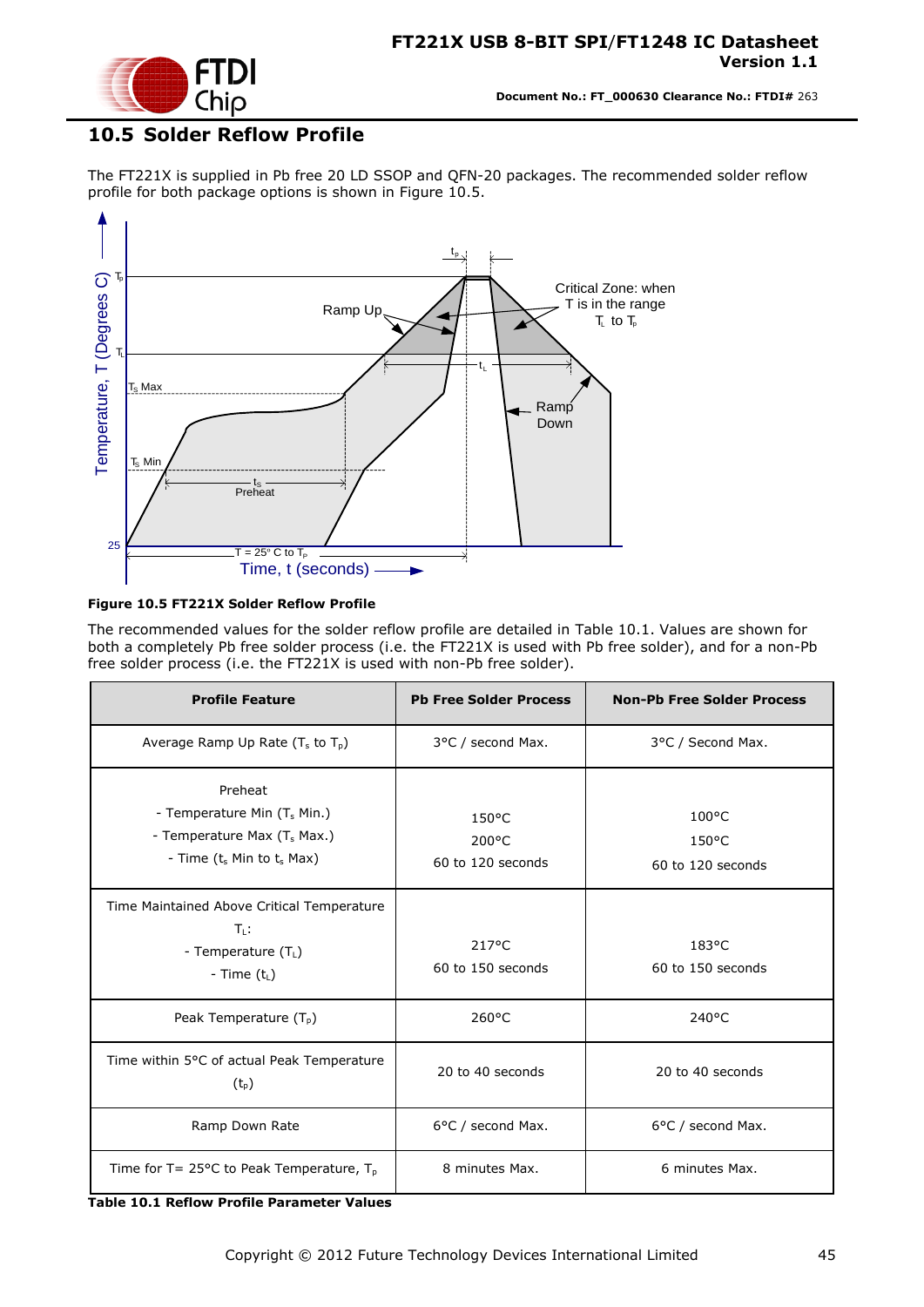## 10.5 Solder Reflow Profile

The FT221X is supplied in Pb free 20 LD SSOP and QFN-20 packages. The recommended solder reflow profile for both package options is shown in Figure 10.5.

**Figure 10.5 FT221X Solder Reflow Profile**

The recommended values for the solder reflow profile are detailed in Table 10.1. Values are shown for both a completely Pb free solder process (i.e. the FT221X is used with Pb free solder), and for a non-Pb free solder process (i.e. the FT221X is used with non-Pb free solder).

| Profile Feature | Pb Free Solder Process | Non-Pb Free Solder Process |
|---|---|---|
| Average Ramp Up Rate ($T_s$ to $T_p$) | 3°C / second Max. | 3°C / Second Max. |
| Preheat<br>- Temperature Min ($T_s$ Min.)<br>- Temperature Max ($T_s$ Max.)<br>- Time ($t_s$ Min to $t_s$ Max) | <br>150°C<br>200°C<br>60 to 120 seconds | <br>100°C<br>150°C<br>60 to 120 seconds |
| Time Maintained Above Critical Temperature $T_L$:<br>- Temperature ($T_L$)<br>- Time ($t_L$) | <br>217°C<br>60 to 150 seconds | <br>183°C<br>60 to 150 seconds |
| Peak Temperature ($T_P$) | 260°C | 240°C |
| Time within 5°C of actual Peak Temperature ($t_P$) | 20 to 40 seconds | 20 to 40 seconds |
| Ramp Down Rate | 6°C / second Max. | 6°C / second Max. |
| Time for T= 25°C to Peak Temperature, $T_p$ | 8 minutes Max. | 6 minutes Max. |

**Table 10.1 Reflow Profile Parameter Values**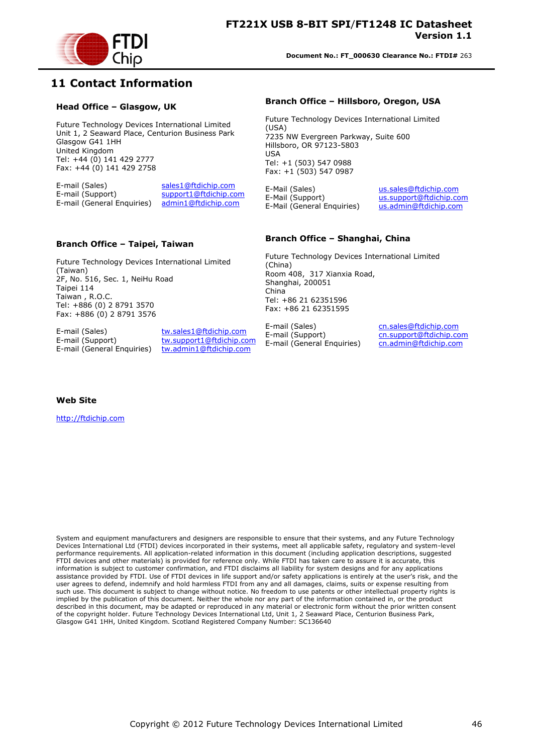# 11 Contact Information

### Head Office – Glasgow, UK

Future Technology Devices International Limited
Unit 1, 2 Seaward Place, Centurion Business Park
Glasgow G41 1HH
United Kingdom
Tel: +44 (0) 141 429 2777
Fax: +44 (0) 141 429 2758

| | |
|---|---|
| E-mail (Sales) | sales1@ftdichip.com |
| E-mail (Support) | support1@ftdichip.com |
| E-mail (General Enquiries) | admin1@ftdichip.com |

### Branch Office – Hillsboro, Oregon, USA

Future Technology Devices International Limited (USA)
7235 NW Evergreen Parkway, Suite 600
Hillsboro, OR 97123-5803
USA
Tel: +1 (503) 547 0988
Fax: +1 (503) 547 0987

| | |
|---|---|
| E-Mail (Sales) | us.sales@ftdichip.com |
| E-Mail (Support) | us.support@ftdichip.com |
| E-Mail (General Enquiries) | us.admin@ftdichip.com |

### Branch Office – Taipei, Taiwan

Future Technology Devices International Limited (Taiwan)
2F, No. 516, Sec. 1, NeiHu Road
Taipei 114
Taiwan , R.O.C.
Tel: +886 (0) 2 8791 3570
Fax: +886 (0) 2 8791 3576

| | |
|---|---|
| E-mail (Sales) | tw.sales1@ftdichip.com |
| E-mail (Support) | tw.support1@ftdichip.com |
| E-mail (General Enquiries) | tw.admin1@ftdichip.com |

### Branch Office – Shanghai, China

Future Technology Devices International Limited (China)
Room 408, 317 Xianxia Road,
Shanghai, 200051
China
Tel: +86 21 62351596
Fax: +86 21 62351595

| | |
|---|---|
| E-mail (Sales) | cn.sales@ftdichip.com |
| E-mail (Support) | cn.support@ftdichip.com |
| E-mail (General Enquiries) | cn.admin@ftdichip.com |

### Web Site

http://ftdichip.com

System and equipment manufacturers and designers are responsible to ensure that their systems, and any Future Technology Devices International Ltd (FTDI) devices incorporated in their systems, meet all applicable safety, regulatory and system-level performance requirements. All application-related information in this document (including application descriptions, suggested FTDI devices and other materials) is provided for reference only. While FTDI has taken care to assure it is accurate, this information is subject to customer confirmation, and FTDI disclaims all liability for system designs and for any applications assistance provided by FTDI. Use of FTDI devices in life support and/or safety applications is entirely at the user's risk, and the user agrees to defend, indemnify and hold harmless FTDI from any and all damages, claims, suits or expense resulting from such use. This document is subject to change without notice. No freedom to use patents or other intellectual property rights is implied by the publication of this document. Neither the whole nor any part of the information contained in, or the product described in this document, may be adapted or reproduced in any material or electronic form without the prior written consent of the copyright holder. Future Technology Devices International Ltd, Unit 1, 2 Seaward Place, Centurion Business Park, Glasgow G41 1HH, United Kingdom. Scotland Registered Company Number: SC136640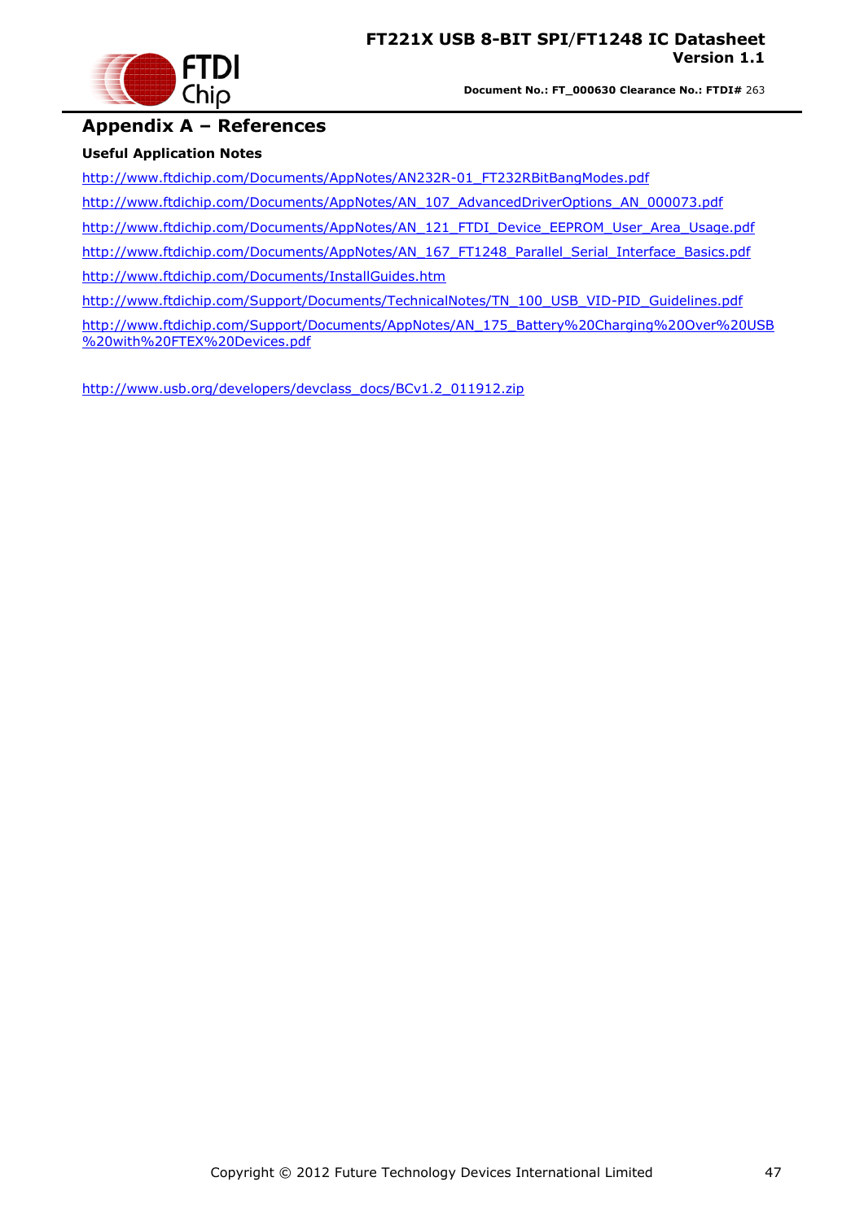# Appendix A – References

**Useful Application Notes**

http://www.ftdichip.com/Documents/AppNotes/AN232R-01_FT232RBitBangModes.pdf

http://www.ftdichip.com/Documents/AppNotes/AN_107_AdvancedDriverOptions_AN_000073.pdf

http://www.ftdichip.com/Documents/AppNotes/AN_121_FTDI_Device_EEPROM_User_Area_Usage.pdf

http://www.ftdichip.com/Documents/AppNotes/AN_167_FT1248_Parallel_Serial_Interface_Basics.pdf

http://www.ftdichip.com/Documents/InstallGuides.htm

http://www.ftdichip.com/Support/Documents/TechnicalNotes/TN_100_USB_VID-PID_Guidelines.pdf

http://www.ftdichip.com/Support/Documents/AppNotes/AN_175_Battery%20Charging%20Over%20USB%20with%20FTEX%20Devices.pdf

http://www.usb.org/developers/devclass_docs/BCv1.2_011912.zip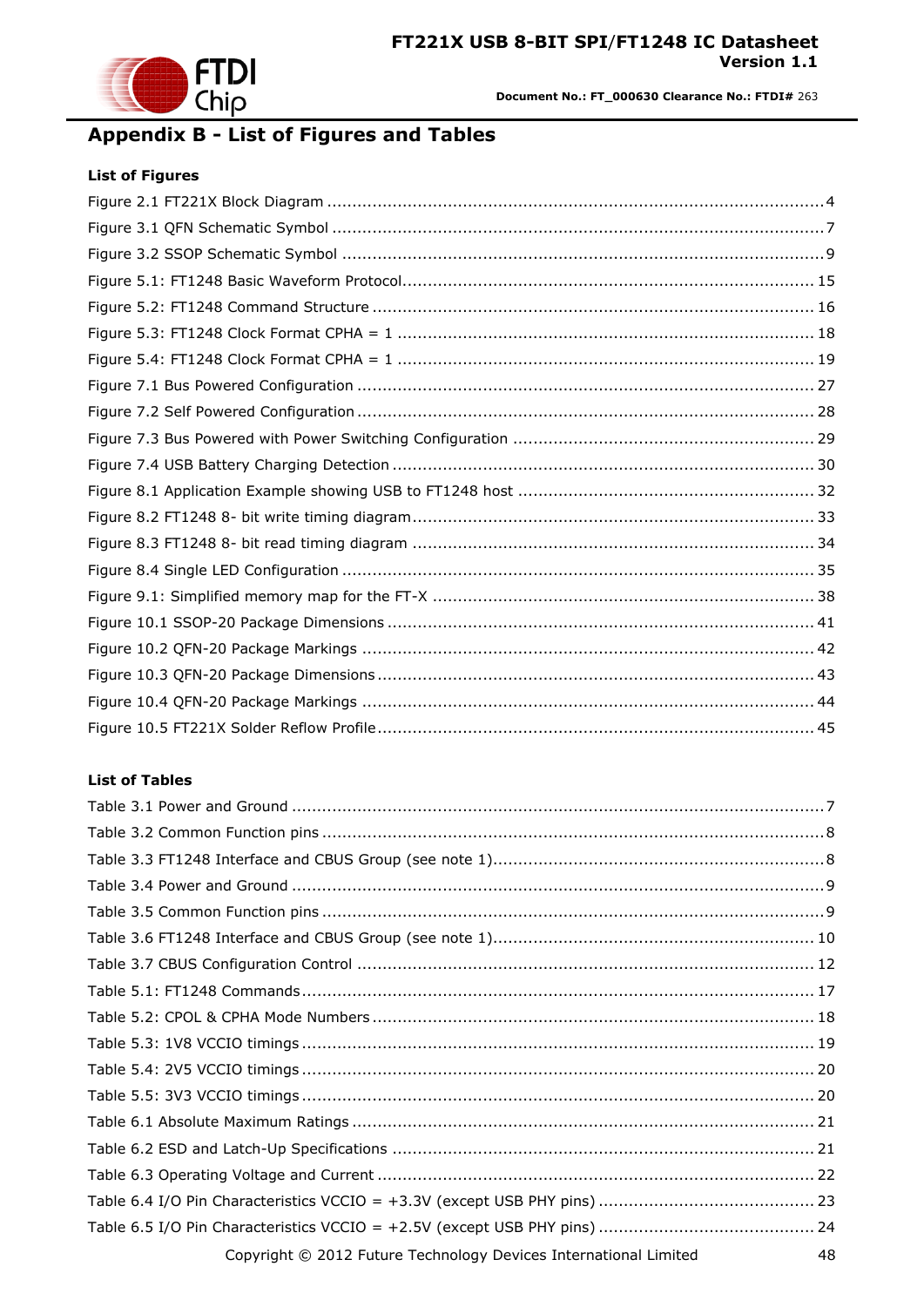# Appendix B - List of Figures and Tables

### List of Figures

Figure 2.1 FT221X Block Diagram ........................................................................................................ 4

Figure 3.1 QFN Schematic Symbol ........................................................................................................ 7

Figure 3.2 SSOP Schematic Symbol ...................................................................................................... 9

Figure 5.1: FT1248 Basic Waveform Protocol......................................................................................... 15

Figure 5.2: FT1248 Command Structure ............................................................................................... 16

Figure 5.3: FT1248 Clock Format CPHA = 1 .......................................................................................... 18

Figure 5.4: FT1248 Clock Format CPHA = 1 .......................................................................................... 19

Figure 7.1 Bus Powered Configuration .................................................................................................. 27

Figure 7.2 Self Powered Configuration .................................................................................................. 28

Figure 7.3 Bus Powered with Power Switching Configuration ................................................................ 29

Figure 7.4 USB Battery Charging Detection ........................................................................................... 30

Figure 8.1 Application Example showing USB to FT1248 host ............................................................... 32

Figure 8.2 FT1248 8- bit write timing diagram........................................................................................ 33

Figure 8.3 FT1248 8- bit read timing diagram ........................................................................................ 34

Figure 8.4 Single LED Configuration ..................................................................................................... 35

Figure 9.1: Simplified memory map for the FT-X ................................................................................... 38

Figure 10.1 SSOP-20 Package Dimensions ............................................................................................ 41

Figure 10.2 QFN-20 Package Markings ................................................................................................. 42

Figure 10.3 QFN-20 Package Dimensions .............................................................................................. 43

Figure 10.4 QFN-20 Package Markings ................................................................................................. 44

Figure 10.5 FT221X Solder Reflow Profile .............................................................................................. 45

### List of Tables

Table 3.1 Power and Ground ................................................................................................................. 7

Table 3.2 Common Function pins ........................................................................................................... 8

Table 3.3 FT1248 Interface and CBUS Group (see note 1)........................................................................ 8

Table 3.4 Power and Ground ................................................................................................................. 9

Table 3.5 Common Function pins ........................................................................................................... 9

Table 3.6 FT1248 Interface and CBUS Group (see note 1)...................................................................... 10

Table 3.7 CBUS Configuration Control .................................................................................................. 12

Table 5.1: FT1248 Commands............................................................................................................. 17

Table 5.2: CPOL & CPHA Mode Numbers ............................................................................................... 18

Table 5.3: 1V8 VCCIO timings ............................................................................................................. 19

Table 5.4: 2V5 VCCIO timings ............................................................................................................. 20

Table 5.5: 3V3 VCCIO timings ............................................................................................................. 20

Table 6.1 Absolute Maximum Ratings ................................................................................................... 21

Table 6.2 ESD and Latch-Up Specifications ........................................................................................... 21

Table 6.3 Operating Voltage and Current .............................................................................................. 22

Table 6.4 I/O Pin Characteristics VCCIO = +3.3V (except USB PHY pins) ............................................ 23

Table 6.5 I/O Pin Characteristics VCCIO = +2.5V (except USB PHY pins) ............................................ 24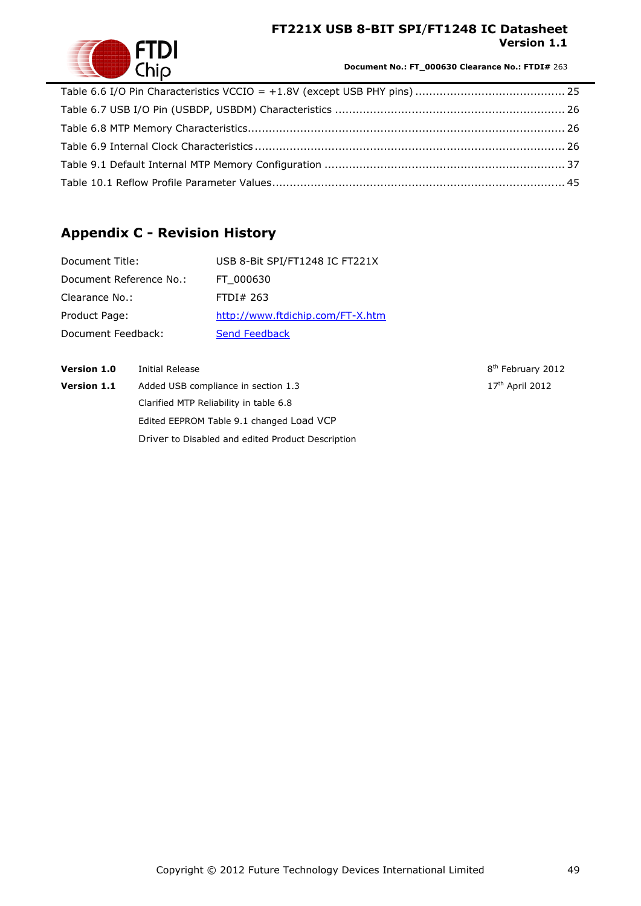Table 6.6 I/O Pin Characteristics VCCIO = +1.8V (except USB PHY pins) ........................................... 25

Table 6.7 USB I/O Pin (USBDP, USBDM) Characteristics .................................................................. 26

Table 6.8 MTP Memory Characteristics........................................................................................... 26

Table 6.9 Internal Clock Characteristics ......................................................................................... 26

Table 9.1 Default Internal MTP Memory Configuration ..................................................................... 37

Table 10.1 Reflow Profile Parameter Values.................................................................................... 45

## Appendix C - Revision History

| | |
|---|---|
| Document Title: | USB 8-Bit SPI/FT1248 IC FT221X |
| Document Reference No.: | FT_000630 |
| Clearance No.: | FTDI# 263 |
| Product Page: | http://www.ftdichip.com/FT-X.htm |
| Document Feedback: | Send Feedback |

| | | |
|---|---|---|
| **Version 1.0** | Initial Release | 8th February 2012 |
| **Version 1.1** | Added USB compliance in section 1.3<br>Clarified MTP Reliability in table 6.8<br>Edited EEPROM Table 9.1 changed Load VCP Driver to Disabled and edited Product Description | 17th April 2012 |